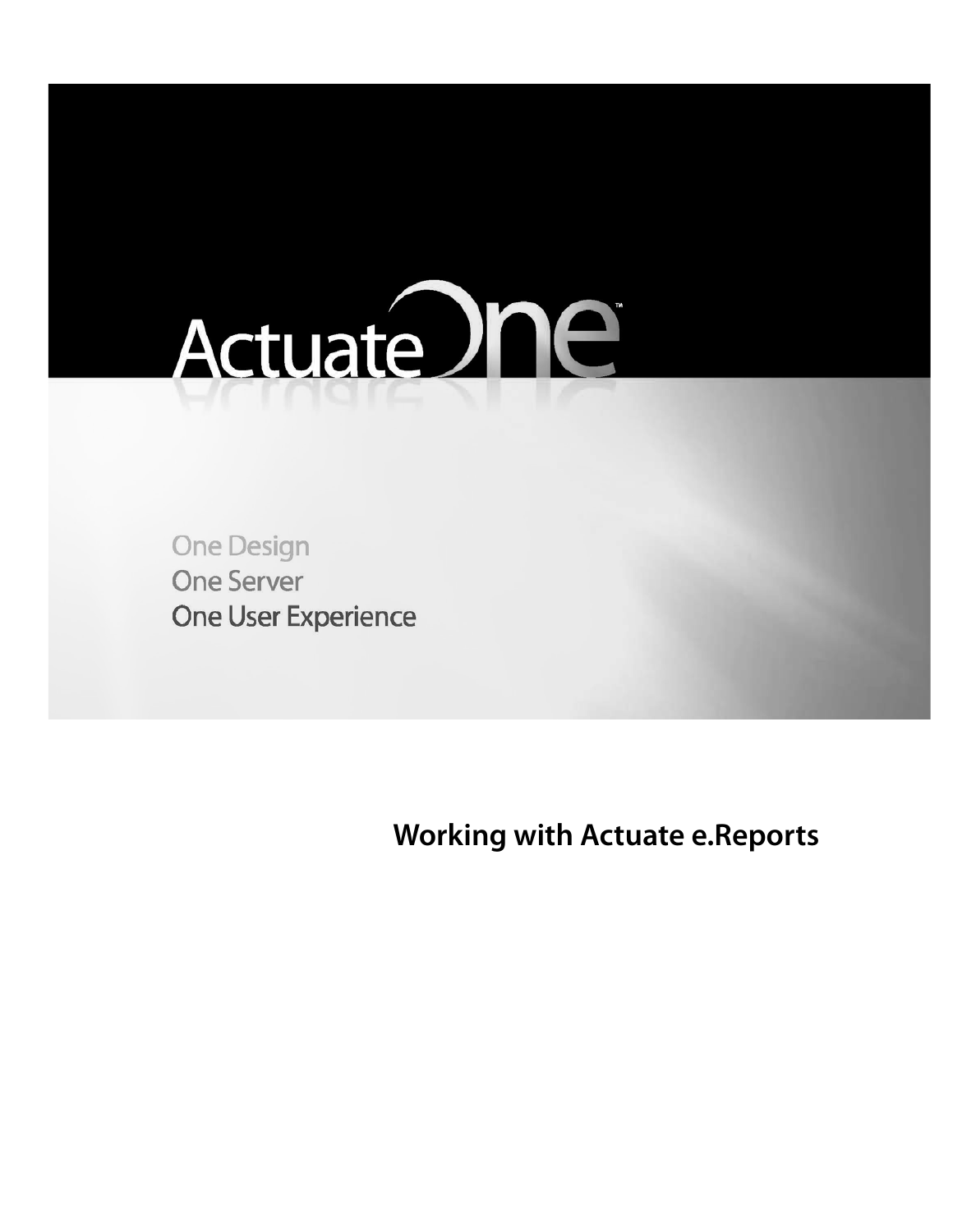Actuate One™

One Design
One Server
One User Experience

# Working with Actuate e.Reports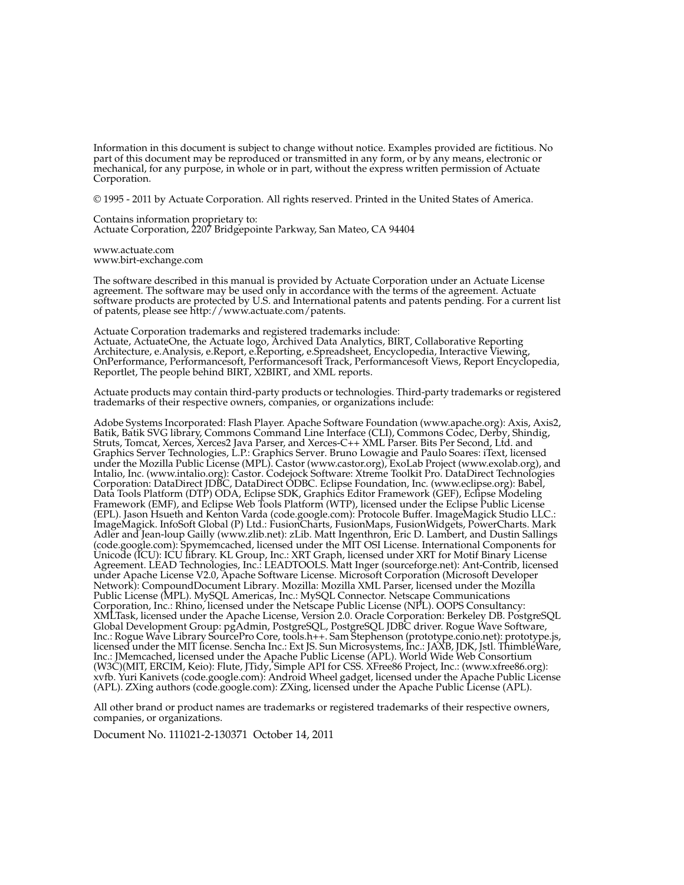Information in this document is subject to change without notice. Examples provided are fictitious. No part of this document may be reproduced or transmitted in any form, or by any means, electronic or mechanical, for any purpose, in whole or in part, without the express written permission of Actuate Corporation.

© 1995 - 2011 by Actuate Corporation. All rights reserved. Printed in the United States of America.

Contains information proprietary to:
Actuate Corporation, 2207 Bridgepointe Parkway, San Mateo, CA 94404

www.actuate.com
www.birt-exchange.com

The software described in this manual is provided by Actuate Corporation under an Actuate License agreement. The software may be used only in accordance with the terms of the agreement. Actuate software products are protected by U.S. and International patents and patents pending. For a current list of patents, please see http://www.actuate.com/patents.

Actuate Corporation trademarks and registered trademarks include:
Actuate, ActuateOne, the Actuate logo, Archived Data Analytics, BIRT, Collaborative Reporting Architecture, e.Analysis, e.Report, e.Reporting, e.Spreadsheet, Encyclopedia, Interactive Viewing, OnPerformance, Performancesoft, Performancesoft Track, Performancesoft Views, Report Encyclopedia, Reportlet, The people behind BIRT, X2BIRT, and XML reports.

Actuate products may contain third-party products or technologies. Third-party trademarks or registered trademarks of their respective owners, companies, or organizations include:

Adobe Systems Incorporated: Flash Player. Apache Software Foundation (www.apache.org): Axis, Axis2, Batik, Batik SVG library, Commons Command Line Interface (CLI), Commons Codec, Derby, Shindig, Struts, Tomcat, Xerces, Xerces2 Java Parser, and Xerces-C++ XML Parser. Bits Per Second, Ltd. and Graphics Server Technologies, L.P.: Graphics Server. Bruno Lowagie and Paulo Soares: iText, licensed under the Mozilla Public License (MPL). Castor (www.castor.org), ExoLab Project (www.exolab.org), and Intalio, Inc. (www.intalio.org): Castor. Codejock Software: Xtreme Toolkit Pro. DataDirect Technologies Corporation: DataDirect JDBC, DataDirect ODBC. Eclipse Foundation, Inc. (www.eclipse.org): Babel, Data Tools Platform (DTP) ODA, Eclipse SDK, Graphics Editor Framework (GEF), Eclipse Modeling Framework (EMF), and Eclipse Web Tools Platform (WTP), licensed under the Eclipse Public License (EPL). Jason Hsueth and Kenton Varda (code.google.com): Protocole Buffer. ImageMagick Studio LLC.: ImageMagick. InfoSoft Global (P) Ltd.: FusionCharts, FusionMaps, FusionWidgets, PowerCharts. Mark Adler and Jean-loup Gailly (www.zlib.net): zLib. Matt Ingenthron, Eric D. Lambert, and Dustin Sallings (code.google.com): Spymemcached, licensed under the MIT OSI License. International Components for Unicode (ICU): ICU library. KL Group, Inc.: XRT Graph, licensed under XRT for Motif Binary License Agreement. LEAD Technologies, Inc.: LEADTOOLS. Matt Inger (sourceforge.net): Ant-Contrib, licensed under Apache License V2.0, Apache Software License. Microsoft Corporation (Microsoft Developer Network): CompoundDocument Library. Mozilla: Mozilla XML Parser, licensed under the Mozilla Public License (MPL). MySQL Americas, Inc.: MySQL Connector. Netscape Communications Corporation, Inc.: Rhino, licensed under the Netscape Public License (NPL). OOPS Consultancy: XMLTask, licensed under the Apache License, Version 2.0. Oracle Corporation: Berkeley DB. PostgreSQL Global Development Group: pgAdmin, PostgreSQL, PostgreSQL JDBC driver. Rogue Wave Software, Inc.: Rogue Wave Library SourcePro Core, tools.h++. Sam Stephenson (prototype.conio.net): prototype.js, licensed under the MIT license. Sencha Inc.: Ext JS. Sun Microsystems, Inc.: JAXB, JDK, Jstl. ThimbleWare, Inc.: JMemcached, licensed under the Apache Public License (APL). World Wide Web Consortium (W3C)(MIT, ERCIM, Keio): Flute, JTidy, Simple API for CSS. XFree86 Project, Inc.: (www.xfree86.org): xvfb. Yuri Kanivets (code.google.com): Android Wheel gadget, licensed under the Apache Public License (APL). ZXing authors (code.google.com): ZXing, licensed under the Apache Public License (APL).

All other brand or product names are trademarks or registered trademarks of their respective owners, companies, or organizations.

Document No. 111021-2-130371 October 14, 2011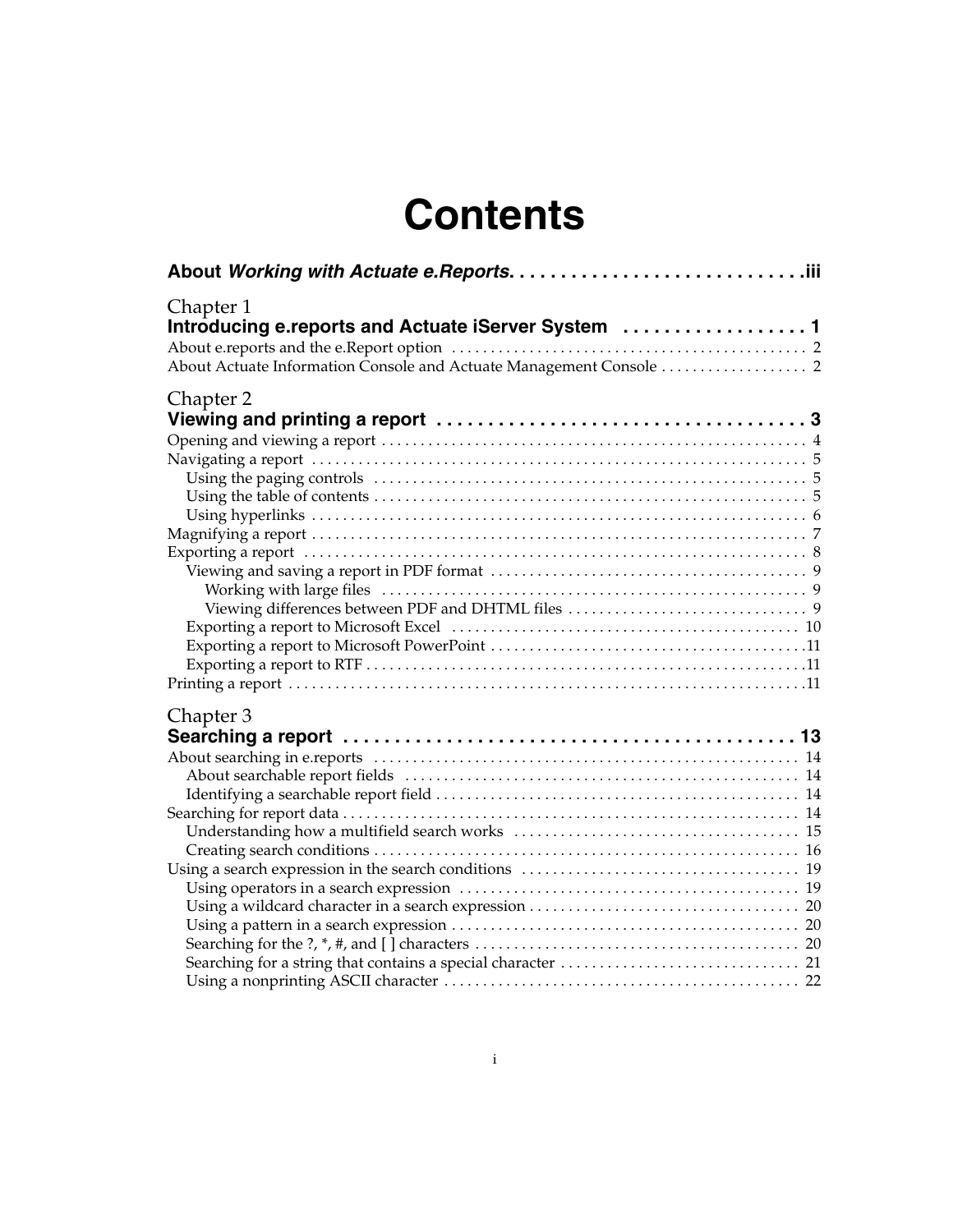# Contents

**About *Working with Actuate e.Reports*. . . . . . . . . . . . . . . . . . . . . . . . . . . . .iii**

Chapter 1
**Introducing e.reports and Actuate iServer System . . . . . . . . . . . . . . . . . . 1**

About e.reports and the e.Report option . . . . . . . . . . . . . . . . . . . . . . . . . . . . . . . . . . . . . . . . . . . . . . 2
About Actuate Information Console and Actuate Management Console . . . . . . . . . . . . . . . . . . . 2

Chapter 2
**Viewing and printing a report . . . . . . . . . . . . . . . . . . . . . . . . . . . . . . . . . . . 3**

Opening and viewing a report . . . . . . . . . . . . . . . . . . . . . . . . . . . . . . . . . . . . . . . . . . . . . . . . . . . . . . . 4
Navigating a report . . . . . . . . . . . . . . . . . . . . . . . . . . . . . . . . . . . . . . . . . . . . . . . . . . . . . . . . . . . . . . . . 5
  Using the paging controls . . . . . . . . . . . . . . . . . . . . . . . . . . . . . . . . . . . . . . . . . . . . . . . . . . . . . . . . 5
  Using the table of contents . . . . . . . . . . . . . . . . . . . . . . . . . . . . . . . . . . . . . . . . . . . . . . . . . . . . . . . . 5
  Using hyperlinks . . . . . . . . . . . . . . . . . . . . . . . . . . . . . . . . . . . . . . . . . . . . . . . . . . . . . . . . . . . . . . . . 6
Magnifying a report . . . . . . . . . . . . . . . . . . . . . . . . . . . . . . . . . . . . . . . . . . . . . . . . . . . . . . . . . . . . . . . 7
Exporting a report . . . . . . . . . . . . . . . . . . . . . . . . . . . . . . . . . . . . . . . . . . . . . . . . . . . . . . . . . . . . . . . . . 8
  Viewing and saving a report in PDF format . . . . . . . . . . . . . . . . . . . . . . . . . . . . . . . . . . . . . . . . . 9
    Working with large files . . . . . . . . . . . . . . . . . . . . . . . . . . . . . . . . . . . . . . . . . . . . . . . . . . . . . . . 9
    Viewing differences between PDF and DHTML files . . . . . . . . . . . . . . . . . . . . . . . . . . . . . . . 9
  Exporting a report to Microsoft Excel . . . . . . . . . . . . . . . . . . . . . . . . . . . . . . . . . . . . . . . . . . . . . 10
  Exporting a report to Microsoft PowerPoint . . . . . . . . . . . . . . . . . . . . . . . . . . . . . . . . . . . . . . . . .11
  Exporting a report to RTF . . . . . . . . . . . . . . . . . . . . . . . . . . . . . . . . . . . . . . . . . . . . . . . . . . . . . . . .11
Printing a report . . . . . . . . . . . . . . . . . . . . . . . . . . . . . . . . . . . . . . . . . . . . . . . . . . . . . . . . . . . . . . . . . . .11

Chapter 3
**Searching a report . . . . . . . . . . . . . . . . . . . . . . . . . . . . . . . . . . . . . . . . . . . 13**

About searching in e.reports . . . . . . . . . . . . . . . . . . . . . . . . . . . . . . . . . . . . . . . . . . . . . . . . . . . . . . . 14
  About searchable report fields . . . . . . . . . . . . . . . . . . . . . . . . . . . . . . . . . . . . . . . . . . . . . . . . . . . 14
  Identifying a searchable report field . . . . . . . . . . . . . . . . . . . . . . . . . . . . . . . . . . . . . . . . . . . . . . . 14
Searching for report data . . . . . . . . . . . . . . . . . . . . . . . . . . . . . . . . . . . . . . . . . . . . . . . . . . . . . . . . . . . 14
  Understanding how a multifield search works . . . . . . . . . . . . . . . . . . . . . . . . . . . . . . . . . . . . . 15
  Creating search conditions . . . . . . . . . . . . . . . . . . . . . . . . . . . . . . . . . . . . . . . . . . . . . . . . . . . . . . . 16
Using a search expression in the search conditions . . . . . . . . . . . . . . . . . . . . . . . . . . . . . . . . . . . . 19
  Using operators in a search expression . . . . . . . . . . . . . . . . . . . . . . . . . . . . . . . . . . . . . . . . . . . . 19
  Using a wildcard character in a search expression . . . . . . . . . . . . . . . . . . . . . . . . . . . . . . . . . . . 20
  Using a pattern in a search expression . . . . . . . . . . . . . . . . . . . . . . . . . . . . . . . . . . . . . . . . . . . . . 20
  Searching for the ?, *, #, and [ ] characters . . . . . . . . . . . . . . . . . . . . . . . . . . . . . . . . . . . . . . . . . . 20
  Searching for a string that contains a special character . . . . . . . . . . . . . . . . . . . . . . . . . . . . . . . 21
  Using a nonprinting ASCII character . . . . . . . . . . . . . . . . . . . . . . . . . . . . . . . . . . . . . . . . . . . . . . 22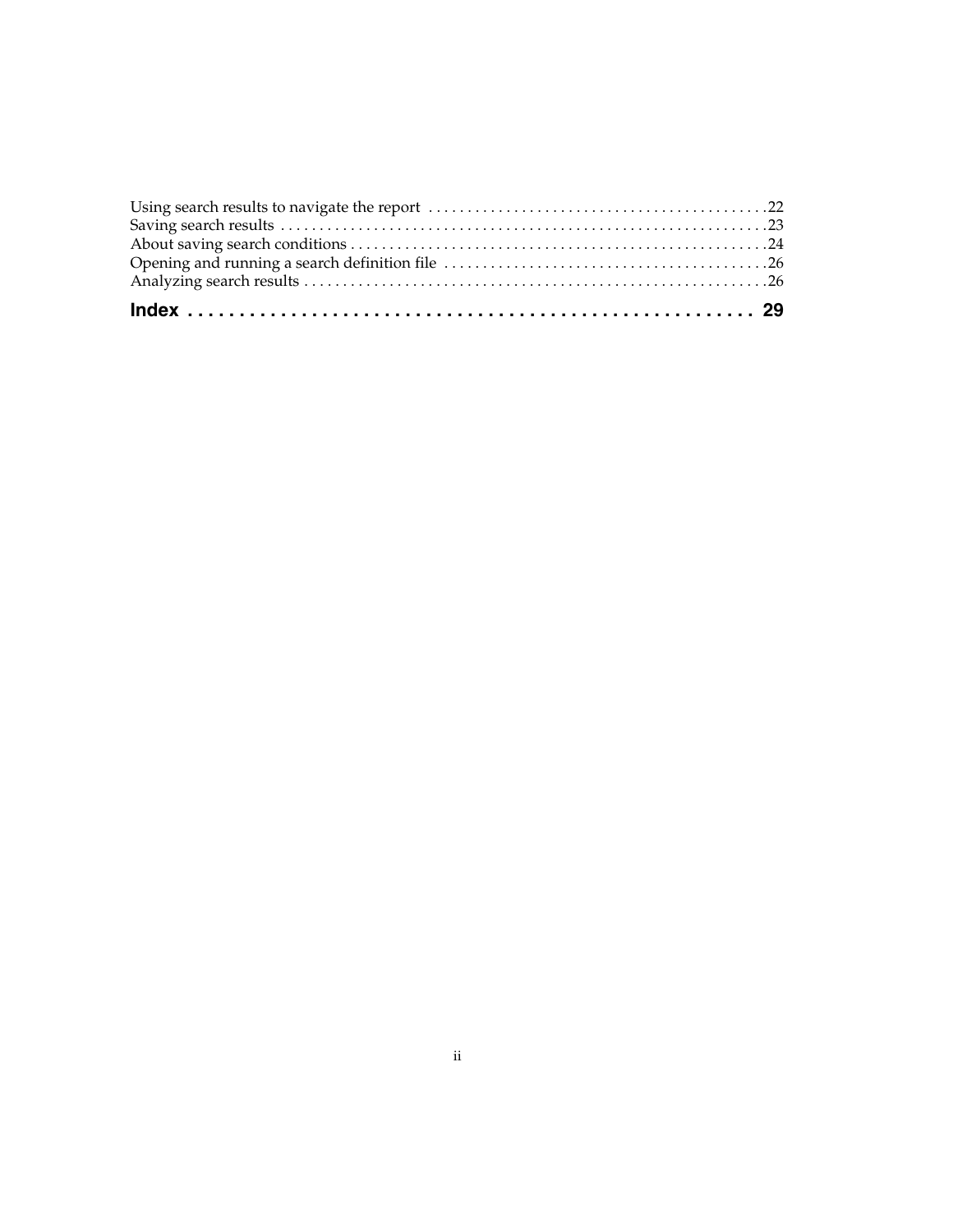Using search results to navigate the report . . . . . . . . . . . . . . . . . . . . . . . . . . . . . . . . . . . . . . . . . . .22

Saving search results . . . . . . . . . . . . . . . . . . . . . . . . . . . . . . . . . . . . . . . . . . . . . . . . . . . . . . . . . . . . . . .23

About saving search conditions . . . . . . . . . . . . . . . . . . . . . . . . . . . . . . . . . . . . . . . . . . . . . . . . . . . . . .24

Opening and running a search definition file . . . . . . . . . . . . . . . . . . . . . . . . . . . . . . . . . . . . . . . . .26

Analyzing search results . . . . . . . . . . . . . . . . . . . . . . . . . . . . . . . . . . . . . . . . . . . . . . . . . . . . . . . . . . . .26

**Index . . . . . . . . . . . . . . . . . . . . . . . . . . . . . . . . . . . . . . . . . . . . . . . . . . . . . 29**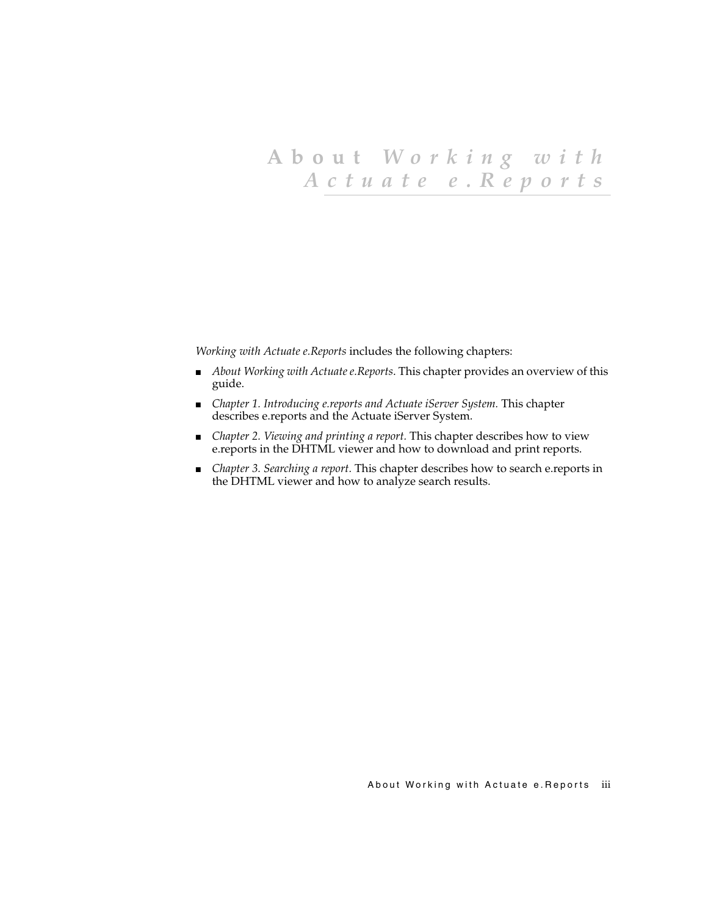# About *Working with Actuate e.Reports*

*Working with Actuate e.Reports* includes the following chapters:

- *About Working with Actuate e.Reports*. This chapter provides an overview of this guide.
- *Chapter 1. Introducing e.reports and Actuate iServer System.* This chapter describes e.reports and the Actuate iServer System.
- *Chapter 2. Viewing and printing a report.* This chapter describes how to view e.reports in the DHTML viewer and how to download and print reports.
- *Chapter 3. Searching a report*. This chapter describes how to search e.reports in the DHTML viewer and how to analyze search results.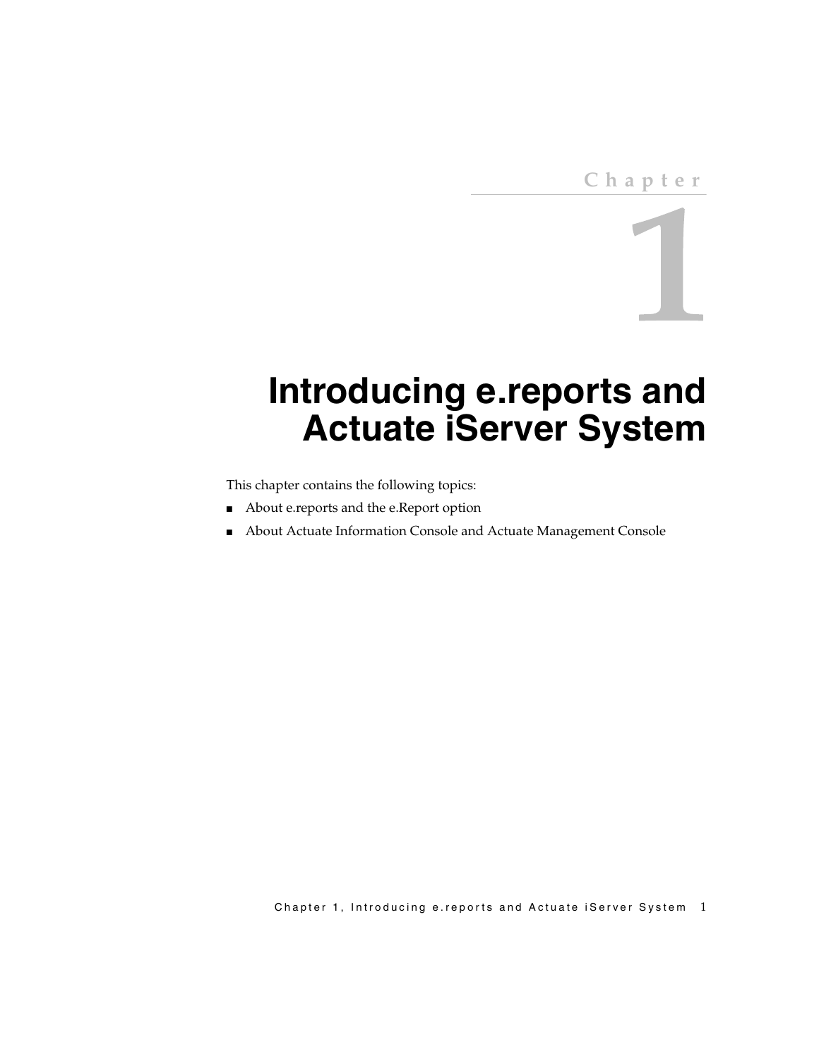# Chapter 1

# Introducing e.reports and Actuate iServer System

This chapter contains the following topics:

- About e.reports and the e.Report option
- About Actuate Information Console and Actuate Management Console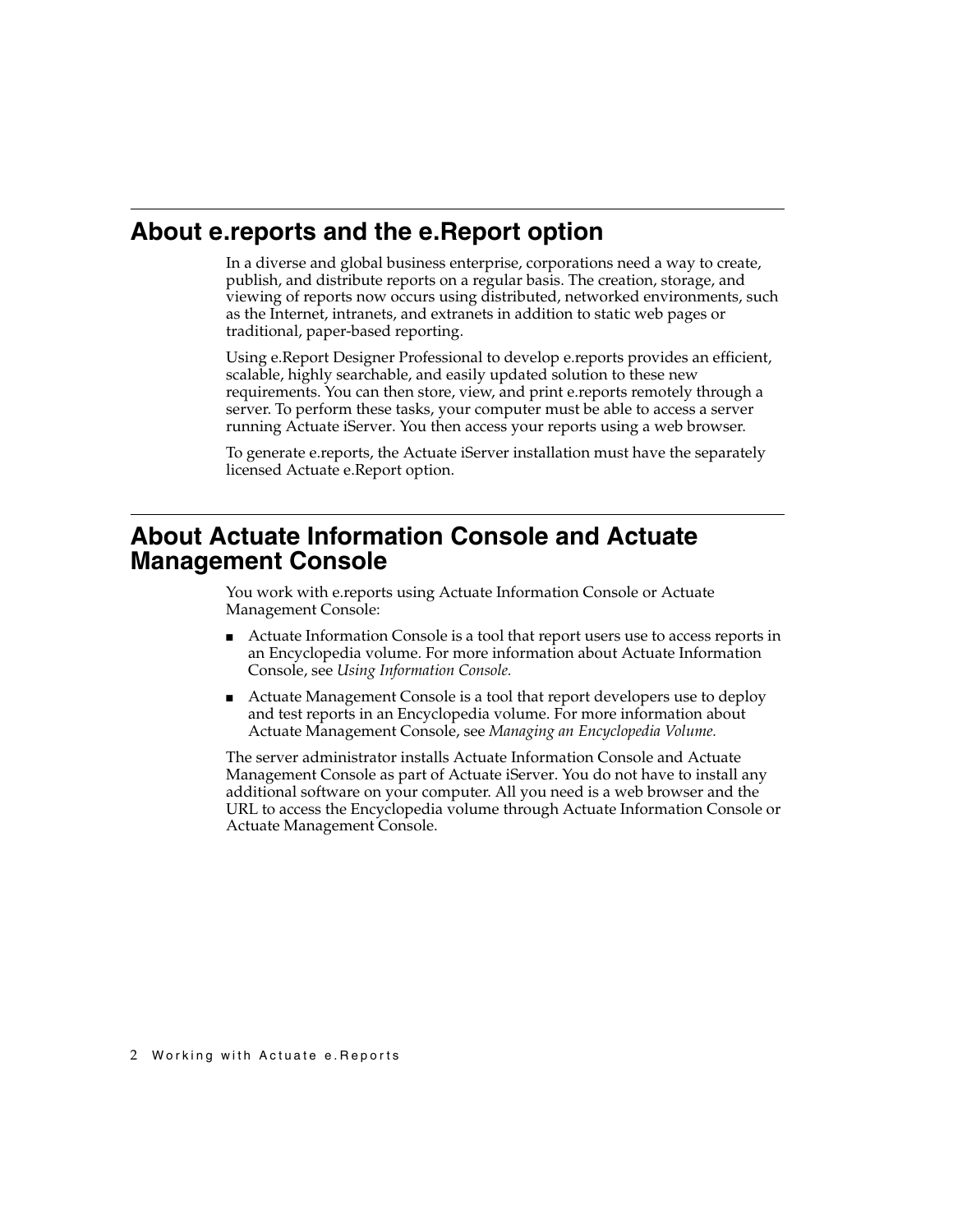## About e.reports and the e.Report option

In a diverse and global business enterprise, corporations need a way to create, publish, and distribute reports on a regular basis. The creation, storage, and viewing of reports now occurs using distributed, networked environments, such as the Internet, intranets, and extranets in addition to static web pages or traditional, paper-based reporting.

Using e.Report Designer Professional to develop e.reports provides an efficient, scalable, highly searchable, and easily updated solution to these new requirements. You can then store, view, and print e.reports remotely through a server. To perform these tasks, your computer must be able to access a server running Actuate iServer. You then access your reports using a web browser.

To generate e.reports, the Actuate iServer installation must have the separately licensed Actuate e.Report option.

## About Actuate Information Console and Actuate Management Console

You work with e.reports using Actuate Information Console or Actuate Management Console:

- Actuate Information Console is a tool that report users use to access reports in an Encyclopedia volume. For more information about Actuate Information Console, see *Using Information Console.*
- Actuate Management Console is a tool that report developers use to deploy and test reports in an Encyclopedia volume. For more information about Actuate Management Console, see *Managing an Encyclopedia Volume.*

The server administrator installs Actuate Information Console and Actuate Management Console as part of Actuate iServer. You do not have to install any additional software on your computer. All you need is a web browser and the URL to access the Encyclopedia volume through Actuate Information Console or Actuate Management Console.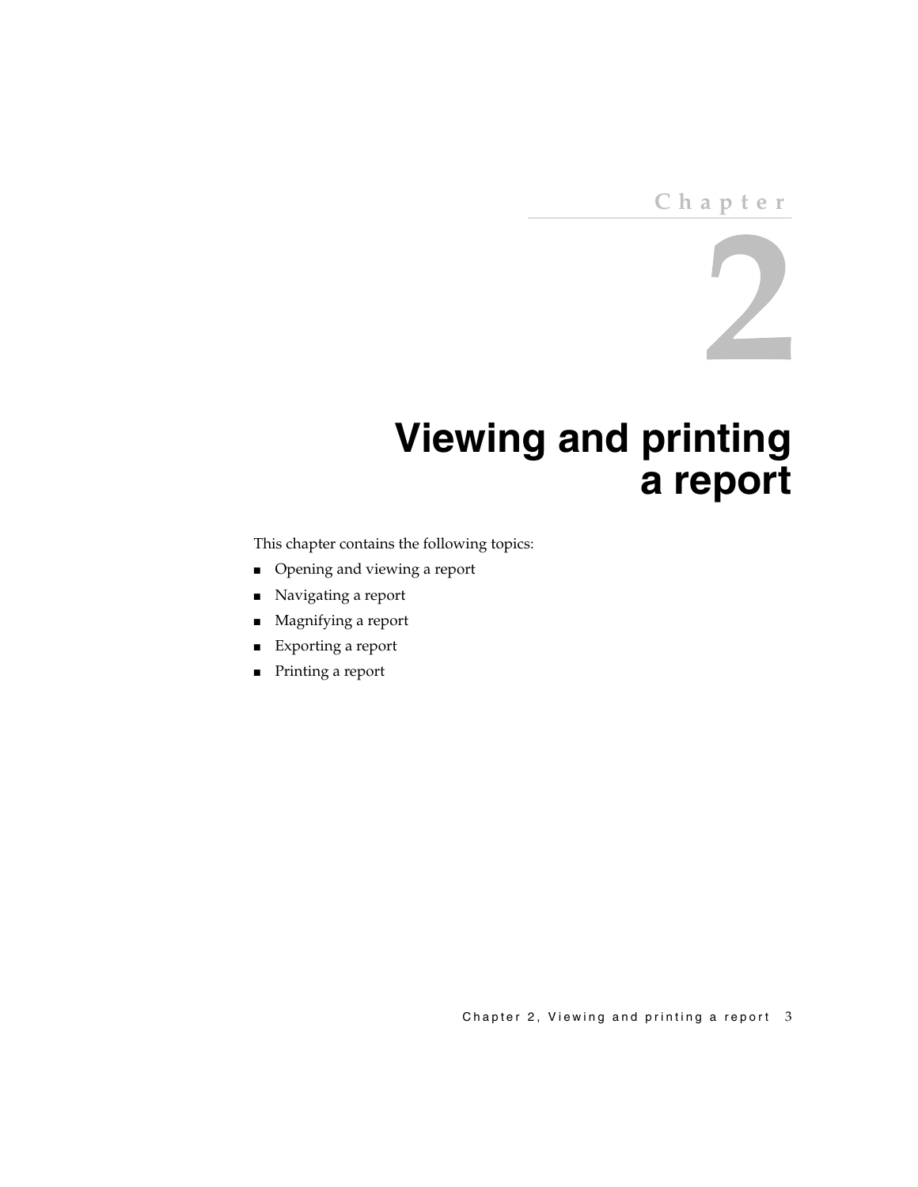Chapter

2

# Viewing and printing a report

This chapter contains the following topics:

- Opening and viewing a report
- Navigating a report
- Magnifying a report
- Exporting a report
- Printing a report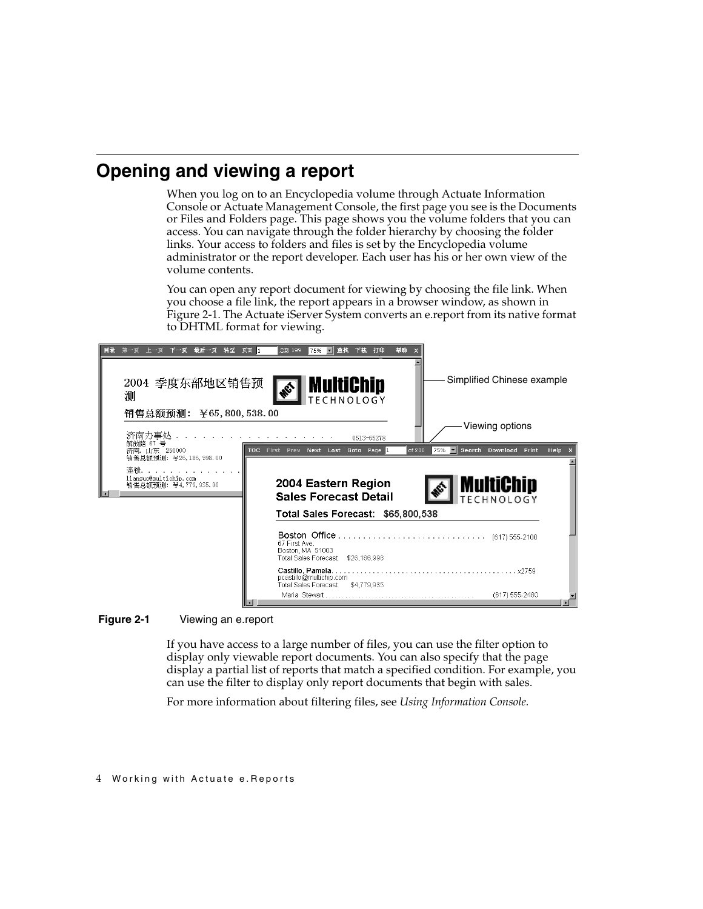## Opening and viewing a report

When you log on to an Encyclopedia volume through Actuate Information Console or Actuate Management Console, the first page you see is the Documents or Files and Folders page. This page shows you the volume folders that you can access. You can navigate through the folder hierarchy by choosing the folder links. Your access to folders and files is set by the Encyclopedia volume administrator or the report developer. Each user has his or her own view of the volume contents.

You can open any report document for viewing by choosing the file link. When you choose a file link, the report appears in a browser window, as shown in Figure 2-1. The Actuate iServer System converts an e.report from its native format to DHTML format for viewing.

**Figure 2-1** Viewing an e.report

If you have access to a large number of files, you can use the filter option to display only viewable report documents. You can also specify that the page display a partial list of reports that match a specified condition. For example, you can use the filter to display only report documents that begin with sales.

For more information about filtering files, see *Using Information Console.*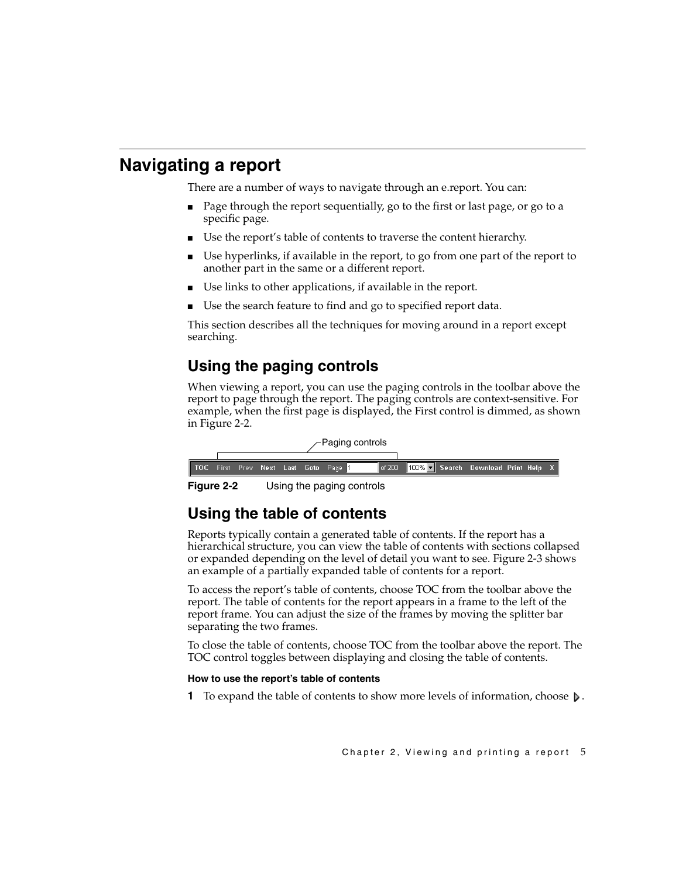# Navigating a report

There are a number of ways to navigate through an e.report. You can:

- Page through the report sequentially, go to the first or last page, or go to a specific page.
- Use the report's table of contents to traverse the content hierarchy.
- Use hyperlinks, if available in the report, to go from one part of the report to another part in the same or a different report.
- Use links to other applications, if available in the report.
- Use the search feature to find and go to specified report data.

This section describes all the techniques for moving around in a report except searching.

## Using the paging controls

When viewing a report, you can use the paging controls in the toolbar above the report to page through the report. The paging controls are context-sensitive. For example, when the first page is displayed, the First control is dimmed, as shown in Figure 2-2.

Paging controls

TOC First Prev Next Last Goto Page 1 of 200 100% Search Download Print Help X

**Figure 2-2** Using the paging controls

## Using the table of contents

Reports typically contain a generated table of contents. If the report has a hierarchical structure, you can view the table of contents with sections collapsed or expanded depending on the level of detail you want to see. Figure 2-3 shows an example of a partially expanded table of contents for a report.

To access the report's table of contents, choose TOC from the toolbar above the report. The table of contents for the report appears in a frame to the left of the report frame. You can adjust the size of the frames by moving the splitter bar separating the two frames.

To close the table of contents, choose TOC from the toolbar above the report. The TOC control toggles between displaying and closing the table of contents.

#### How to use the report's table of contents

**1** To expand the table of contents to show more levels of information, choose ▷.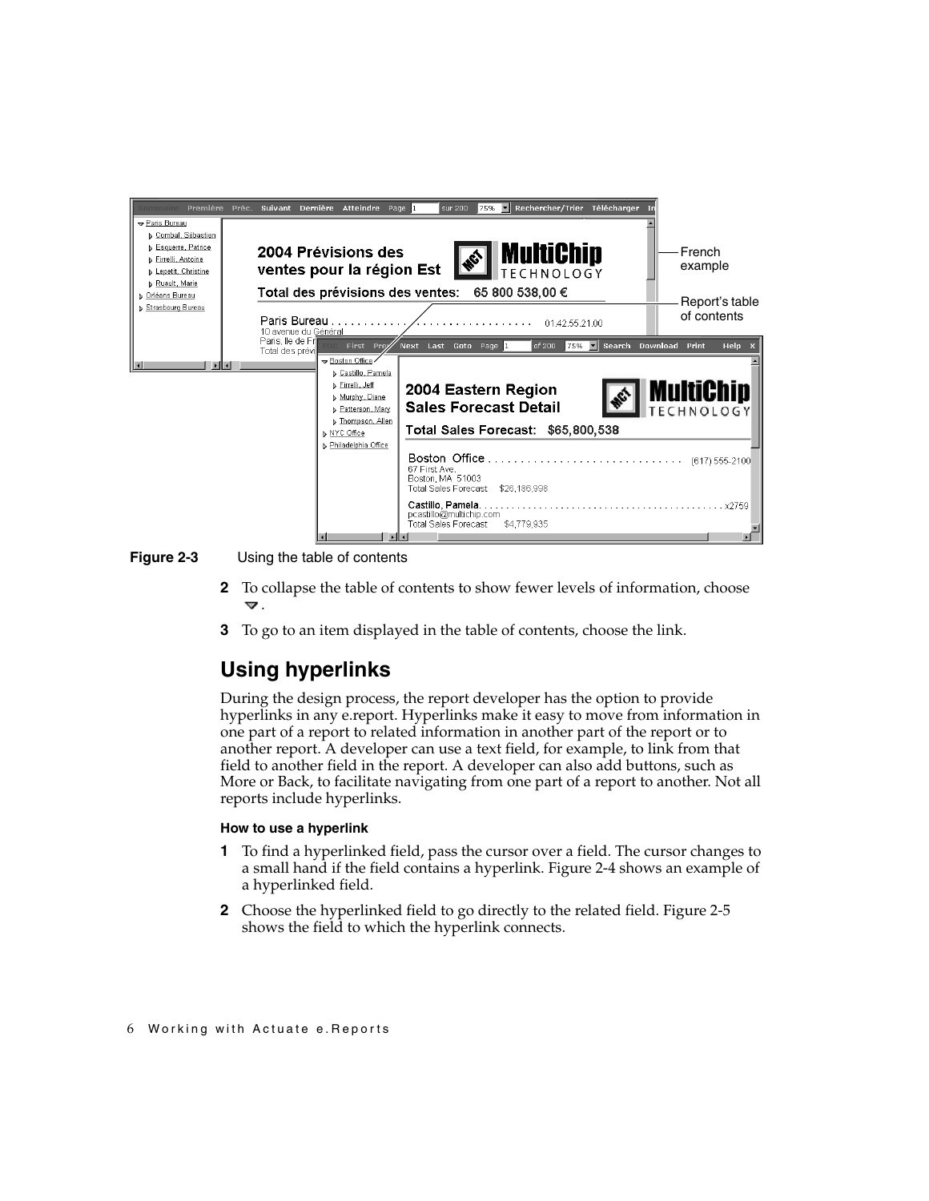**Figure 2-3** Using the table of contents

2. To collapse the table of contents to show fewer levels of information, choose ▽.

3. To go to an item displayed in the table of contents, choose the link.

## Using hyperlinks

During the design process, the report developer has the option to provide hyperlinks in any e.report. Hyperlinks make it easy to move from information in one part of a report to related information in another part of the report or to another report. A developer can use a text field, for example, to link from that field to another field in the report. A developer can also add buttons, such as More or Back, to facilitate navigating from one part of a report to another. Not all reports include hyperlinks.

#### How to use a hyperlink

1. To find a hyperlinked field, pass the cursor over a field. The cursor changes to a small hand if the field contains a hyperlink. Figure 2-4 shows an example of a hyperlinked field.

2. Choose the hyperlinked field to go directly to the related field. Figure 2-5 shows the field to which the hyperlink connects.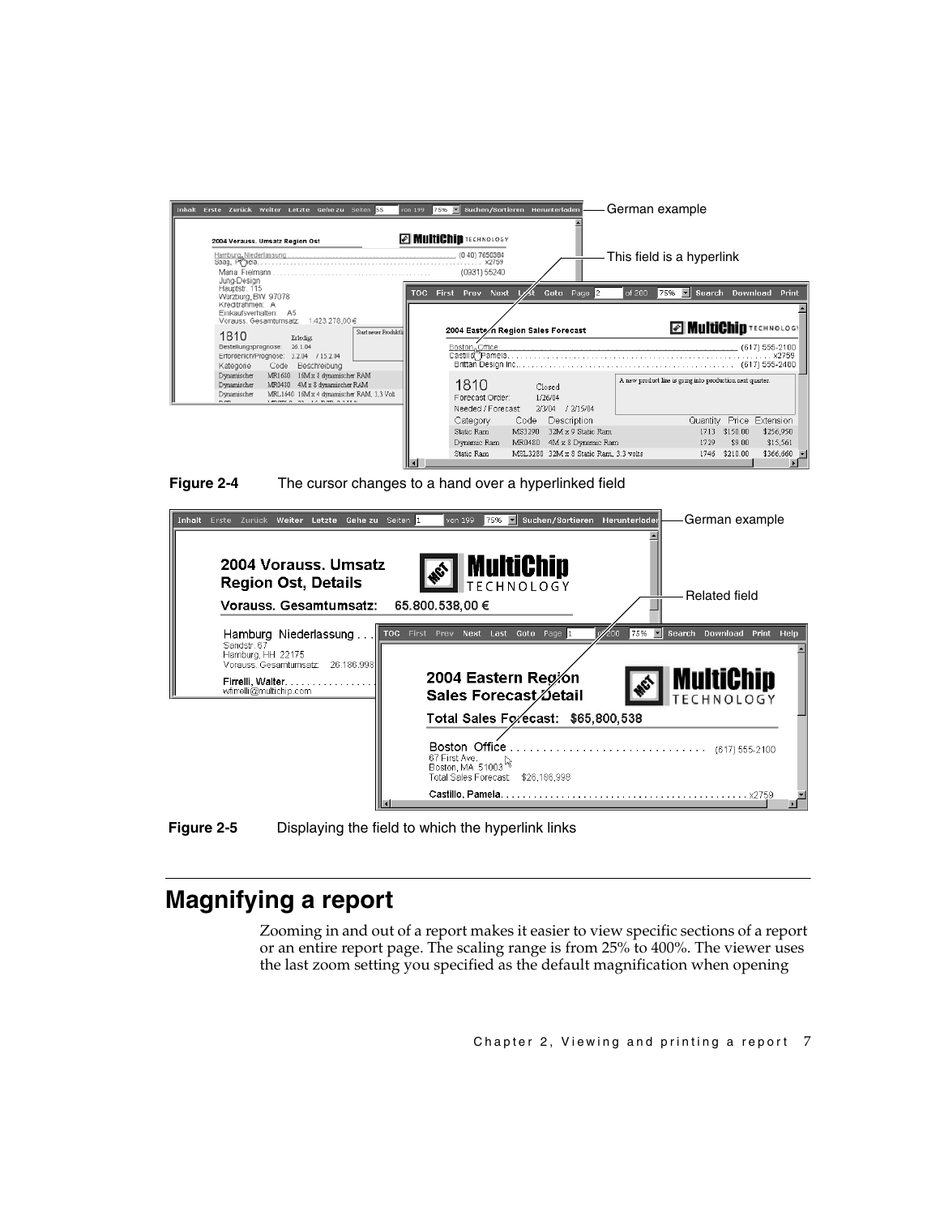**Figure 2-4** The cursor changes to a hand over a hyperlinked field

**Figure 2-5** Displaying the field to which the hyperlink links

## Magnifying a report

Zooming in and out of a report makes it easier to view specific sections of a report or an entire report page. The scaling range is from 25% to 400%. The viewer uses the last zoom setting you specified as the default magnification when opening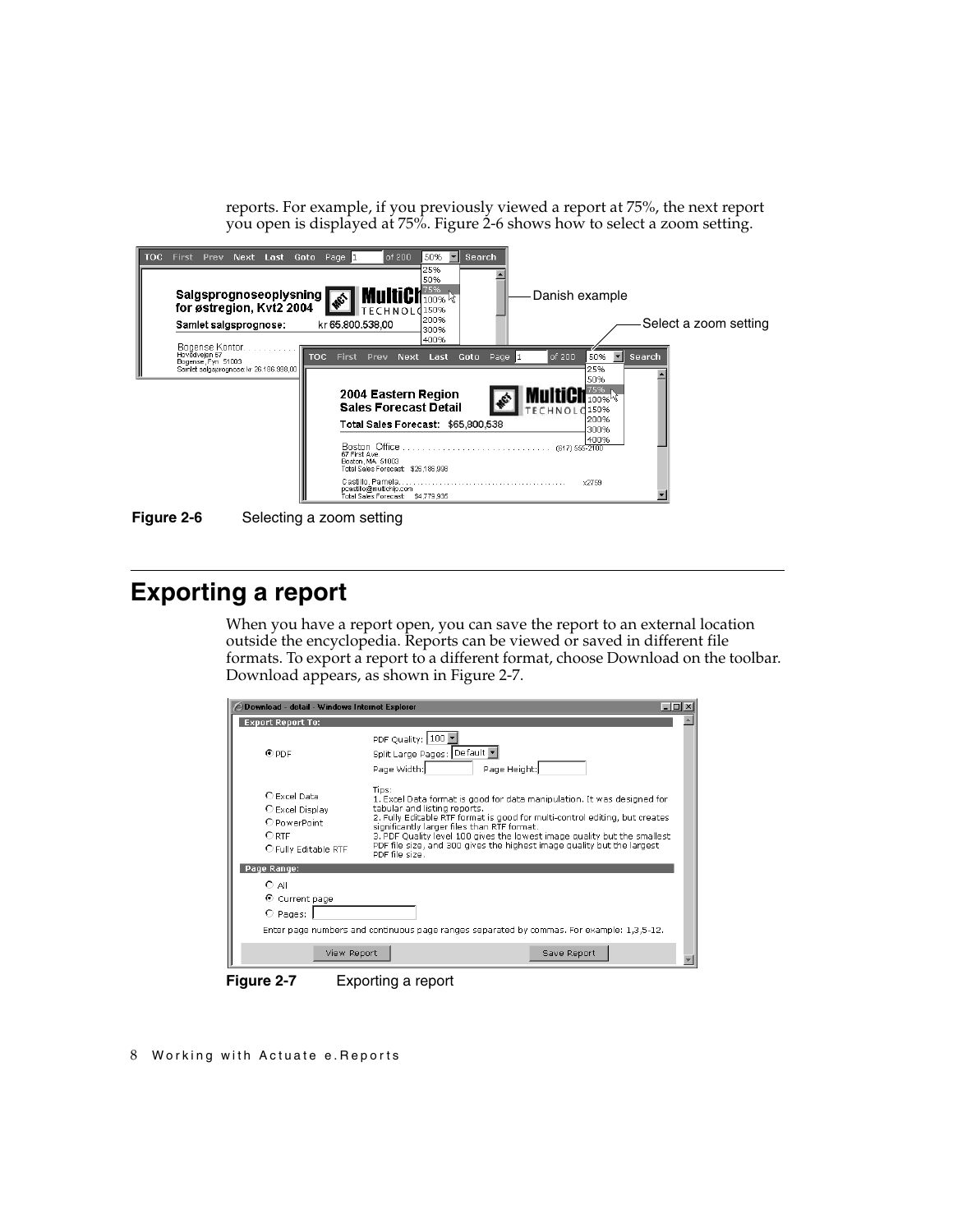reports. For example, if you previously viewed a report at 75%, the next report you open is displayed at 75%. Figure 2-6 shows how to select a zoom setting.

**Figure 2-6** Selecting a zoom setting

## Exporting a report

When you have a report open, you can save the report to an external location outside the encyclopedia. Reports can be viewed or saved in different file formats. To export a report to a different format, choose Download on the toolbar. Download appears, as shown in Figure 2-7.

**Figure 2-7** Exporting a report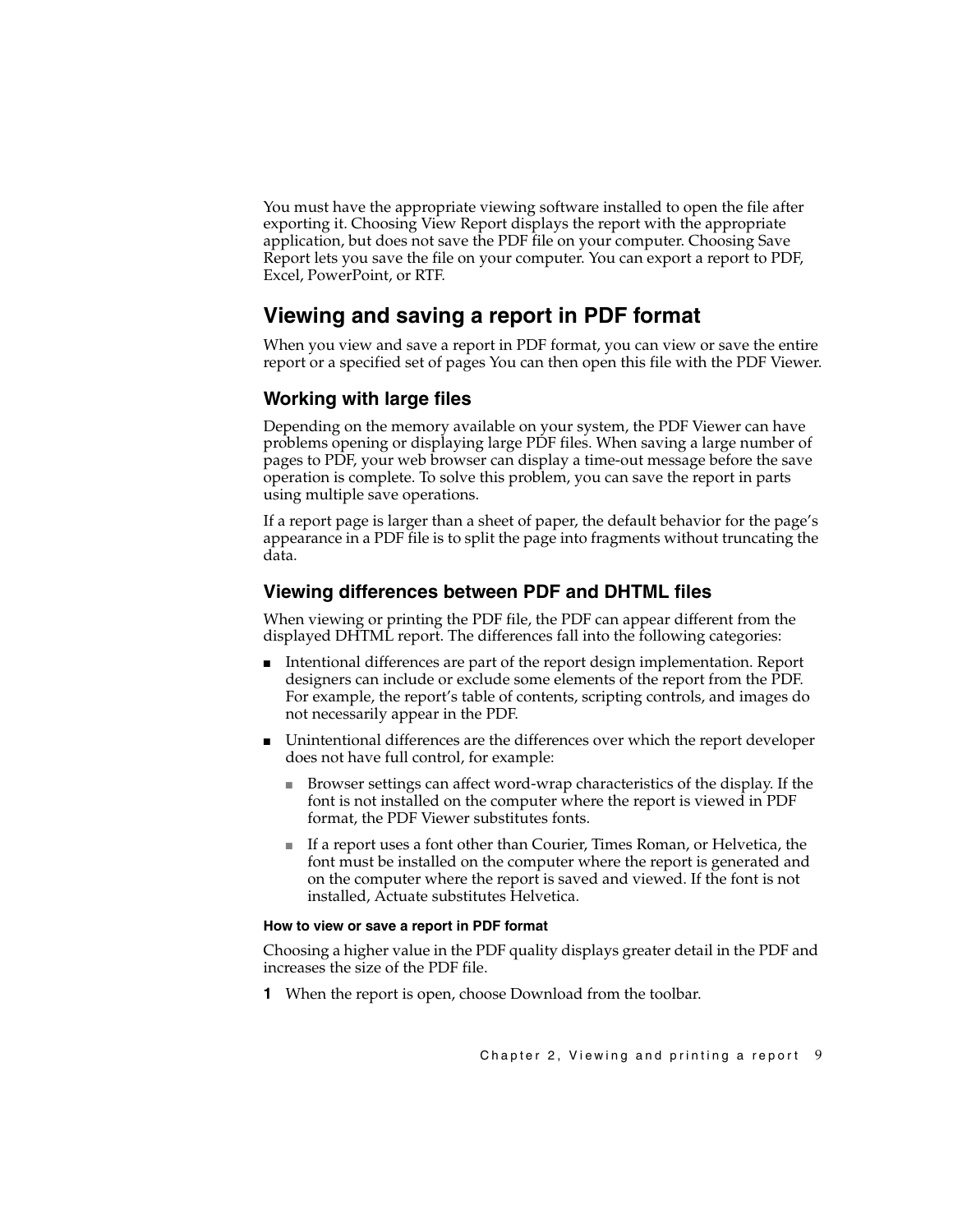You must have the appropriate viewing software installed to open the file after exporting it. Choosing View Report displays the report with the appropriate application, but does not save the PDF file on your computer. Choosing Save Report lets you save the file on your computer. You can export a report to PDF, Excel, PowerPoint, or RTF.

## Viewing and saving a report in PDF format

When you view and save a report in PDF format, you can view or save the entire report or a specified set of pages You can then open this file with the PDF Viewer.

### Working with large files

Depending on the memory available on your system, the PDF Viewer can have problems opening or displaying large PDF files. When saving a large number of pages to PDF, your web browser can display a time-out message before the save operation is complete. To solve this problem, you can save the report in parts using multiple save operations.

If a report page is larger than a sheet of paper, the default behavior for the page's appearance in a PDF file is to split the page into fragments without truncating the data.

### Viewing differences between PDF and DHTML files

When viewing or printing the PDF file, the PDF can appear different from the displayed DHTML report. The differences fall into the following categories:

- Intentional differences are part of the report design implementation. Report designers can include or exclude some elements of the report from the PDF. For example, the report's table of contents, scripting controls, and images do not necessarily appear in the PDF.
- Unintentional differences are the differences over which the report developer does not have full control, for example:
  - Browser settings can affect word-wrap characteristics of the display. If the font is not installed on the computer where the report is viewed in PDF format, the PDF Viewer substitutes fonts.
  - If a report uses a font other than Courier, Times Roman, or Helvetica, the font must be installed on the computer where the report is generated and on the computer where the report is saved and viewed. If the font is not installed, Actuate substitutes Helvetica.

#### How to view or save a report in PDF format

Choosing a higher value in the PDF quality displays greater detail in the PDF and increases the size of the PDF file.

1 When the report is open, choose Download from the toolbar.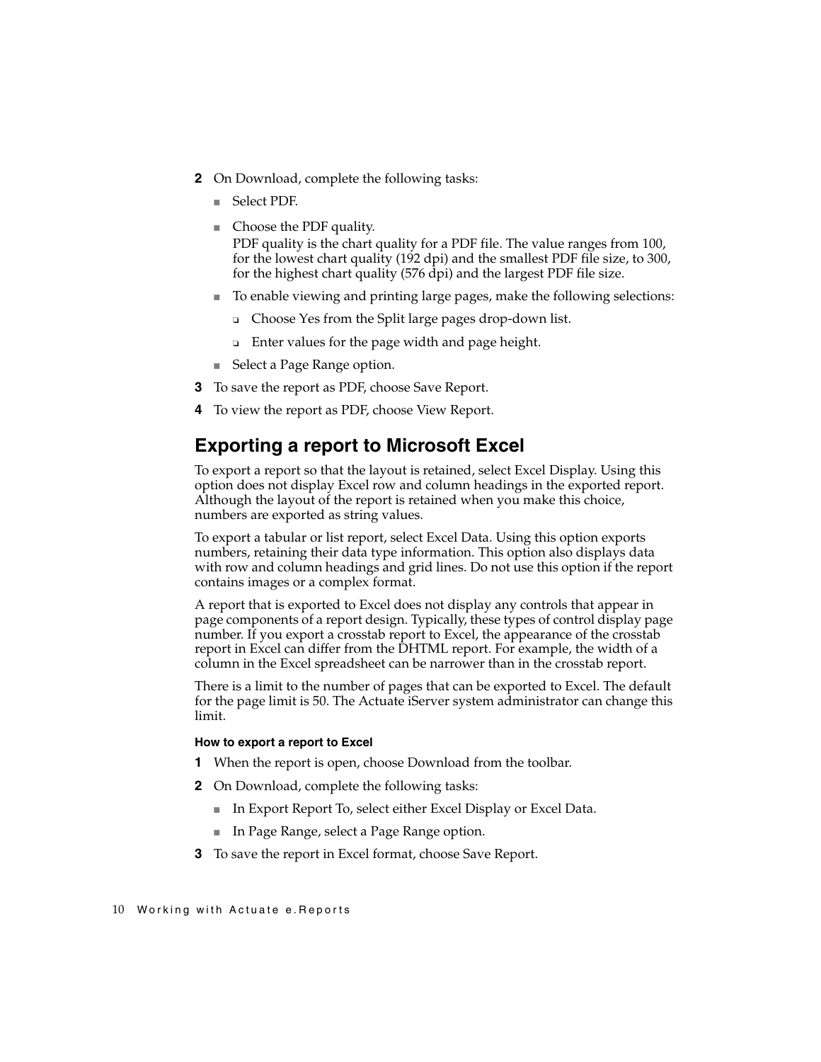2. On Download, complete the following tasks:
   - Select PDF.
   - Choose the PDF quality.
     PDF quality is the chart quality for a PDF file. The value ranges from 100, for the lowest chart quality (192 dpi) and the smallest PDF file size, to 300, for the highest chart quality (576 dpi) and the largest PDF file size.
   - To enable viewing and printing large pages, make the following selections:
     - Choose Yes from the Split large pages drop-down list.
     - Enter values for the page width and page height.
   - Select a Page Range option.
3. To save the report as PDF, choose Save Report.
4. To view the report as PDF, choose View Report.

## Exporting a report to Microsoft Excel

To export a report so that the layout is retained, select Excel Display. Using this option does not display Excel row and column headings in the exported report. Although the layout of the report is retained when you make this choice, numbers are exported as string values.

To export a tabular or list report, select Excel Data. Using this option exports numbers, retaining their data type information. This option also displays data with row and column headings and grid lines. Do not use this option if the report contains images or a complex format.

A report that is exported to Excel does not display any controls that appear in page components of a report design. Typically, these types of control display page number. If you export a crosstab report to Excel, the appearance of the crosstab report in Excel can differ from the DHTML report. For example, the width of a column in the Excel spreadsheet can be narrower than in the crosstab report.

There is a limit to the number of pages that can be exported to Excel. The default for the page limit is 50. The Actuate iServer system administrator can change this limit.

#### How to export a report to Excel

1. When the report is open, choose Download from the toolbar.
2. On Download, complete the following tasks:
   - In Export Report To, select either Excel Display or Excel Data.
   - In Page Range, select a Page Range option.
3. To save the report in Excel format, choose Save Report.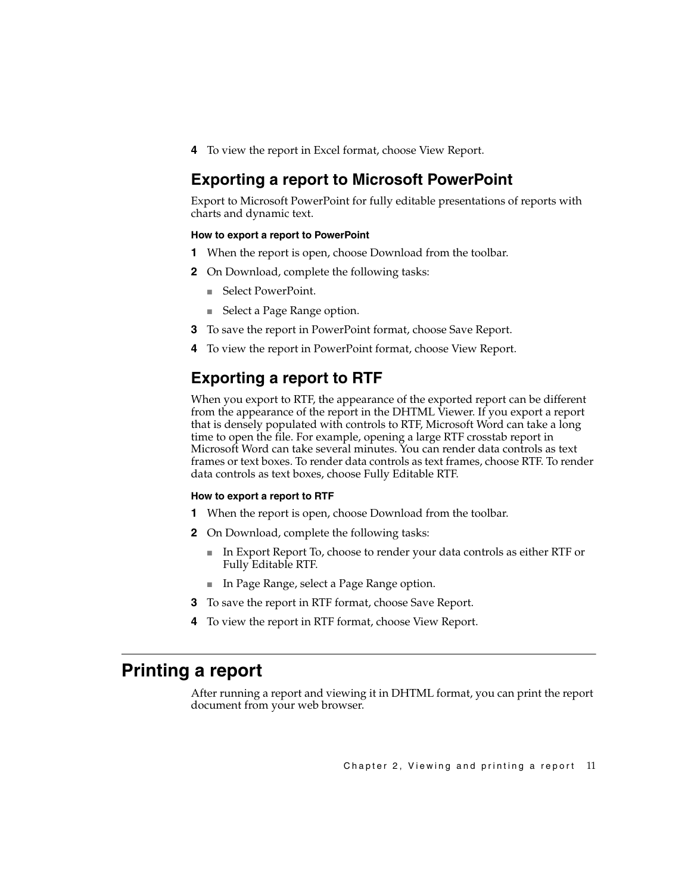4. To view the report in Excel format, choose View Report.

## Exporting a report to Microsoft PowerPoint

Export to Microsoft PowerPoint for fully editable presentations of reports with charts and dynamic text.

#### How to export a report to PowerPoint

1. When the report is open, choose Download from the toolbar.
2. On Download, complete the following tasks:
   - Select PowerPoint.
   - Select a Page Range option.
3. To save the report in PowerPoint format, choose Save Report.
4. To view the report in PowerPoint format, choose View Report.

## Exporting a report to RTF

When you export to RTF, the appearance of the exported report can be different from the appearance of the report in the DHTML Viewer. If you export a report that is densely populated with controls to RTF, Microsoft Word can take a long time to open the file. For example, opening a large RTF crosstab report in Microsoft Word can take several minutes. You can render data controls as text frames or text boxes. To render data controls as text frames, choose RTF. To render data controls as text boxes, choose Fully Editable RTF.

#### How to export a report to RTF

1. When the report is open, choose Download from the toolbar.
2. On Download, complete the following tasks:
   - In Export Report To, choose to render your data controls as either RTF or Fully Editable RTF.
   - In Page Range, select a Page Range option.
3. To save the report in RTF format, choose Save Report.
4. To view the report in RTF format, choose View Report.

# Printing a report

After running a report and viewing it in DHTML format, you can print the report document from your web browser.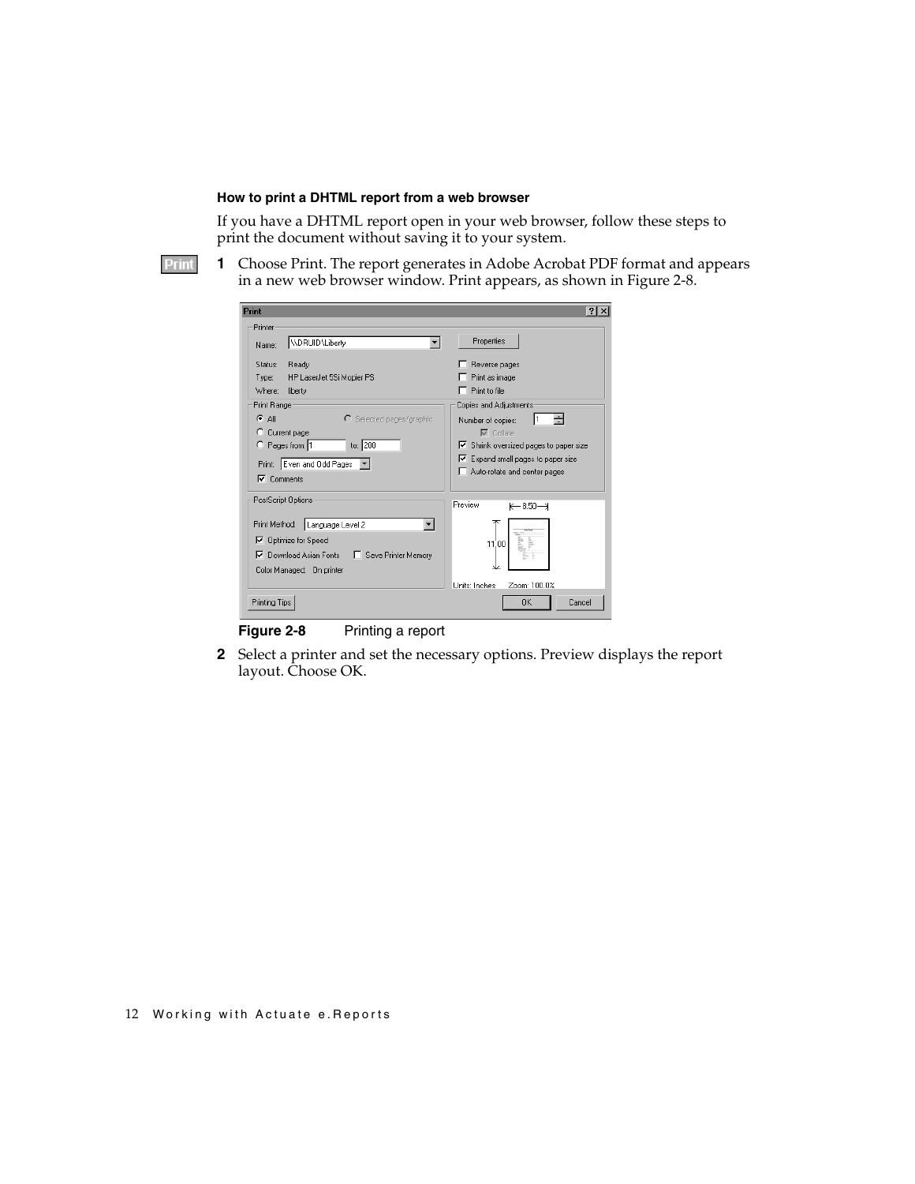### How to print a DHTML report from a web browser

If you have a DHTML report open in your web browser, follow these steps to print the document without saving it to your system.

Print

1. Choose Print. The report generates in Adobe Acrobat PDF format and appears in a new web browser window. Print appears, as shown in Figure 2-8.

**Figure 2-8** Printing a report

2. Select a printer and set the necessary options. Preview displays the report layout. Choose OK.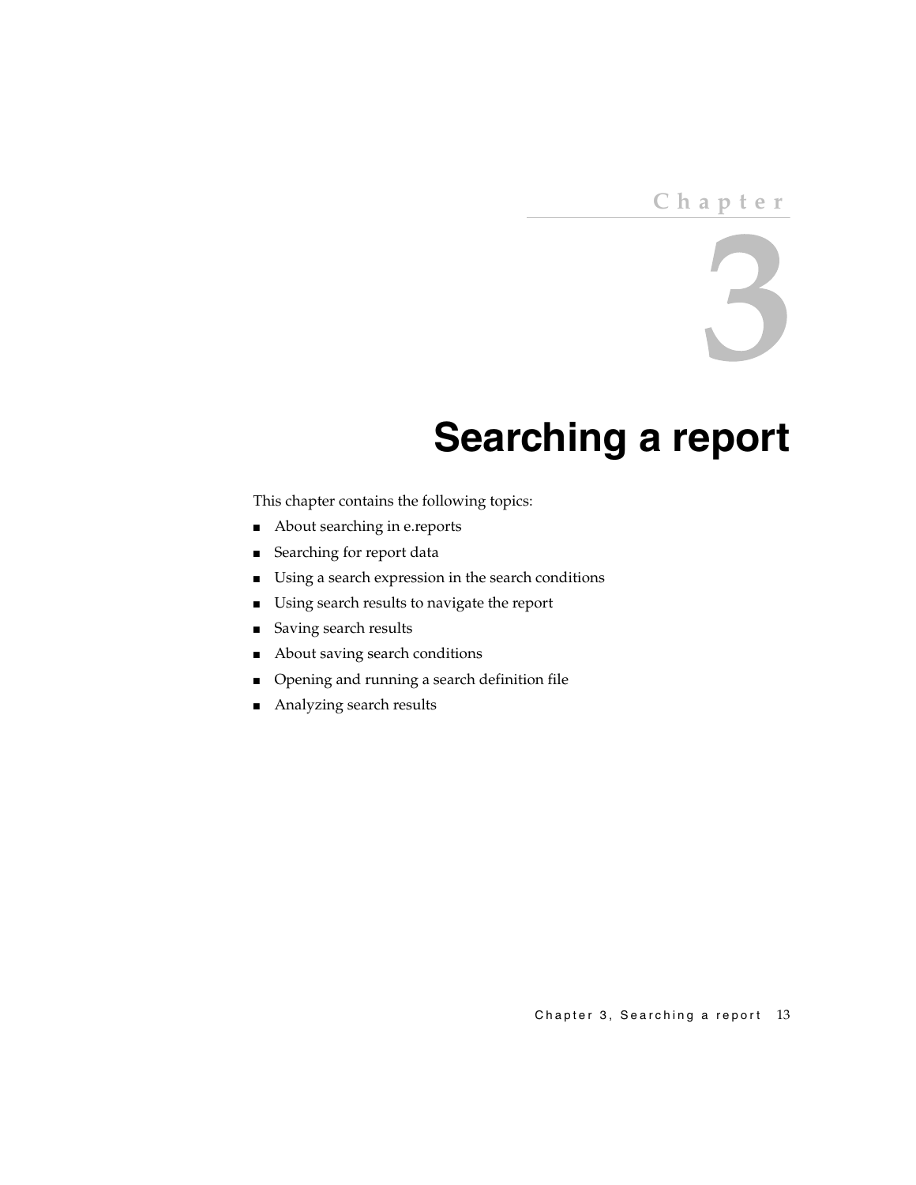# Chapter 3

# Searching a report

This chapter contains the following topics:

- About searching in e.reports
- Searching for report data
- Using a search expression in the search conditions
- Using search results to navigate the report
- Saving search results
- About saving search conditions
- Opening and running a search definition file
- Analyzing search results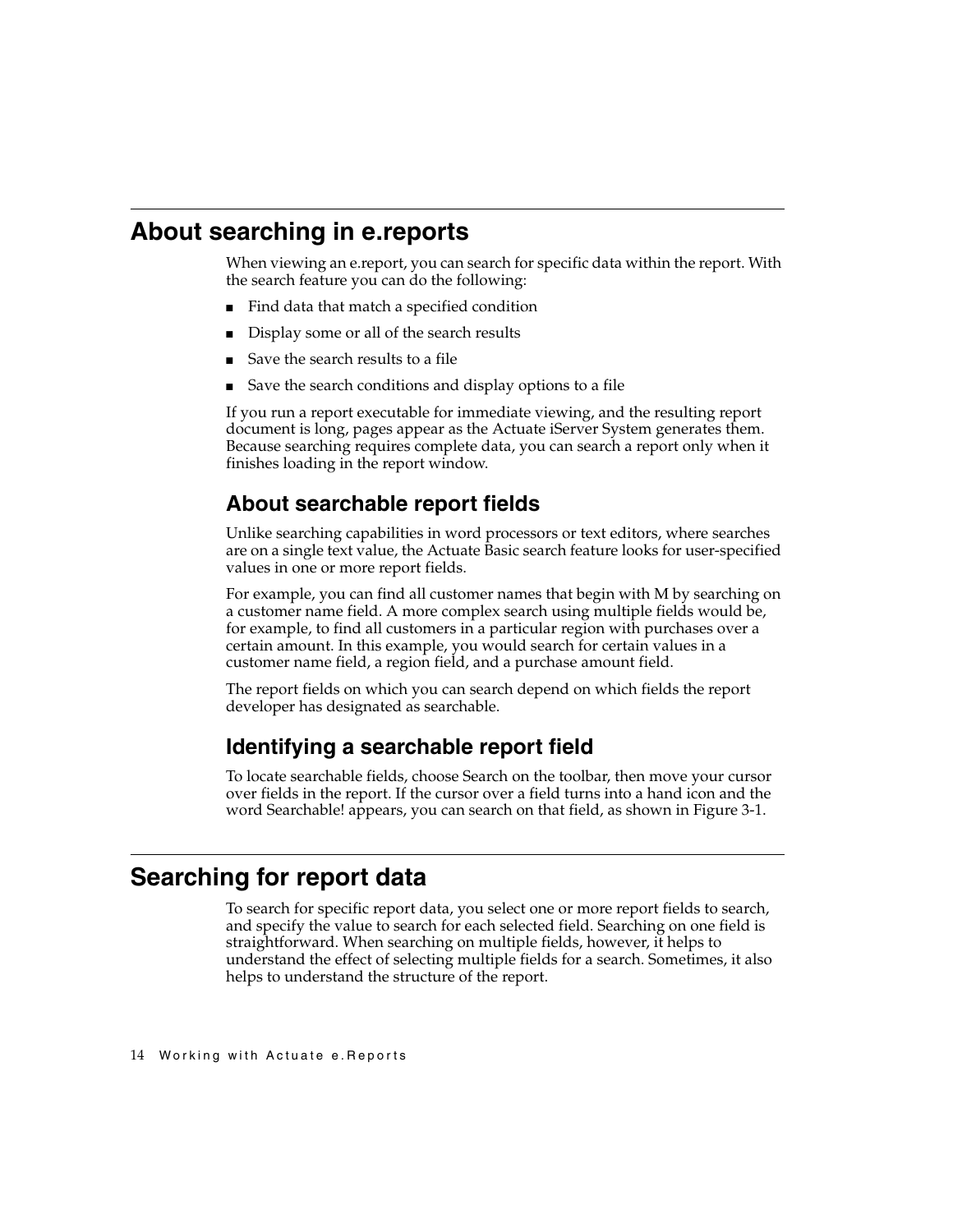# About searching in e.reports

When viewing an e.report, you can search for specific data within the report. With the search feature you can do the following:

- Find data that match a specified condition
- Display some or all of the search results
- Save the search results to a file
- Save the search conditions and display options to a file

If you run a report executable for immediate viewing, and the resulting report document is long, pages appear as the Actuate iServer System generates them. Because searching requires complete data, you can search a report only when it finishes loading in the report window.

## About searchable report fields

Unlike searching capabilities in word processors or text editors, where searches are on a single text value, the Actuate Basic search feature looks for user-specified values in one or more report fields.

For example, you can find all customer names that begin with M by searching on a customer name field. A more complex search using multiple fields would be, for example, to find all customers in a particular region with purchases over a certain amount. In this example, you would search for certain values in a customer name field, a region field, and a purchase amount field.

The report fields on which you can search depend on which fields the report developer has designated as searchable.

## Identifying a searchable report field

To locate searchable fields, choose Search on the toolbar, then move your cursor over fields in the report. If the cursor over a field turns into a hand icon and the word Searchable! appears, you can search on that field, as shown in Figure 3-1.

# Searching for report data

To search for specific report data, you select one or more report fields to search, and specify the value to search for each selected field. Searching on one field is straightforward. When searching on multiple fields, however, it helps to understand the effect of selecting multiple fields for a search. Sometimes, it also helps to understand the structure of the report.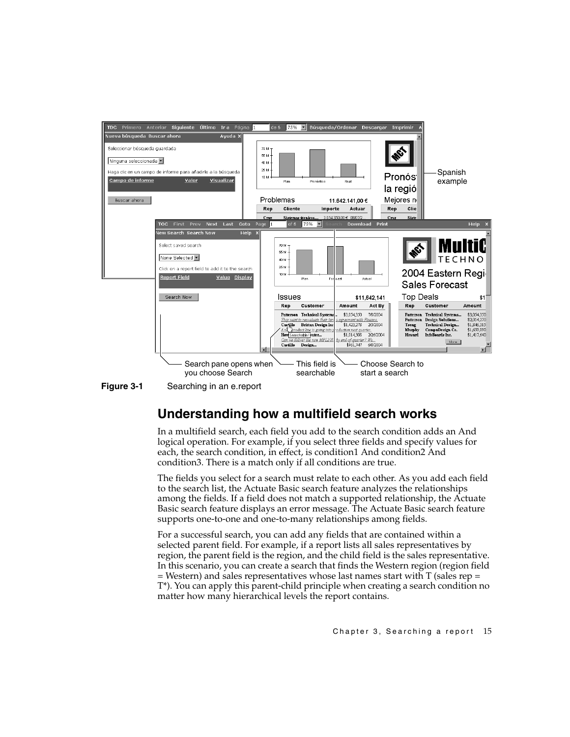**Figure 3-1** Searching in an e.report

## Understanding how a multifield search works

In a multifield search, each field you add to the search condition adds an And logical operation. For example, if you select three fields and specify values for each, the search condition, in effect, is condition1 And condition2 And condition3. There is a match only if all conditions are true.

The fields you select for a search must relate to each other. As you add each field to the search list, the Actuate Basic search feature analyzes the relationships among the fields. If a field does not match a supported relationship, the Actuate Basic search feature displays an error message. The Actuate Basic search feature supports one-to-one and one-to-many relationships among fields.

For a successful search, you can add any fields that are contained within a selected parent field. For example, if a report lists all sales representatives by region, the parent field is the region, and the child field is the sales representative. In this scenario, you can create a search that finds the Western region (region field = Western) and sales representatives whose last names start with T (sales rep = T*). You can apply this parent-child principle when creating a search condition no matter how many hierarchical levels the report contains.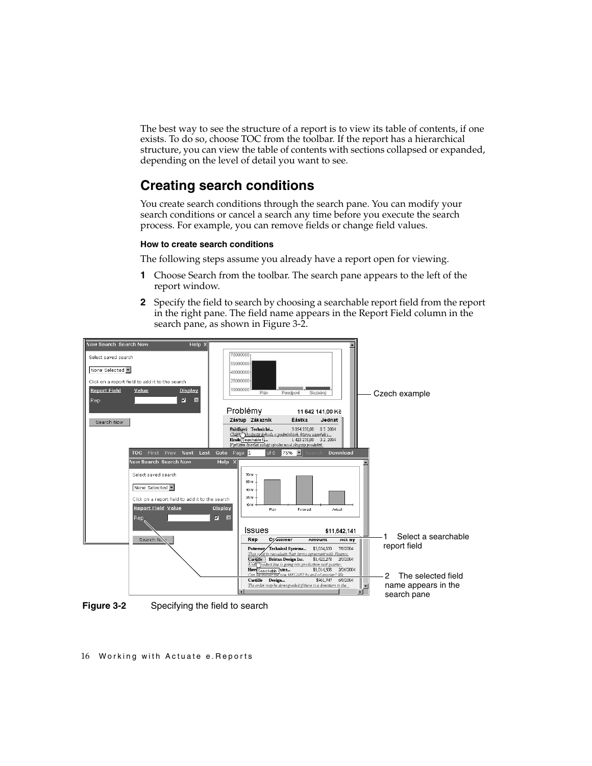The best way to see the structure of a report is to view its table of contents, if one exists. To do so, choose TOC from the toolbar. If the report has a hierarchical structure, you can view the table of contents with sections collapsed or expanded, depending on the level of detail you want to see.

## Creating search conditions

You create search conditions through the search pane. You can modify your search conditions or cancel a search any time before you execute the search process. For example, you can remove fields or change field values.

#### How to create search conditions

The following steps assume you already have a report open for viewing.

1. Choose Search from the toolbar. The search pane appears to the left of the report window.
2. Specify the field to search by choosing a searchable report field from the report in the right pane. The field name appears in the Report Field column in the search pane, as shown in Figure 3-2.

**Figure 3-2** Specifying the field to search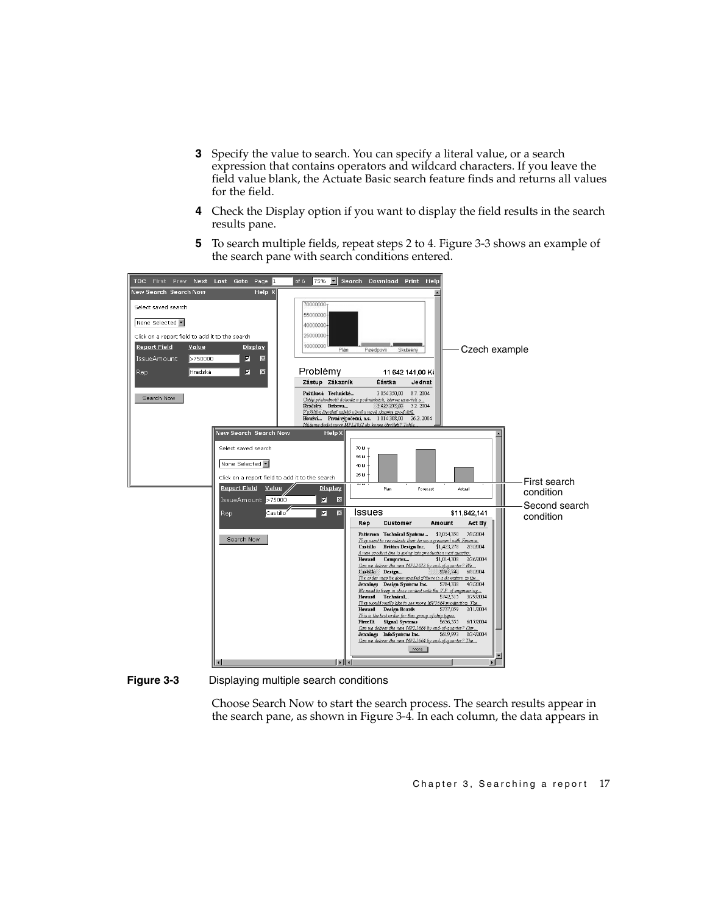3 Specify the value to search. You can specify a literal value, or a search expression that contains operators and wildcard characters. If you leave the field value blank, the Actuate Basic search feature finds and returns all values for the field.

4 Check the Display option if you want to display the field results in the search results pane.

5 To search multiple fields, repeat steps 2 to 4. Figure 3-3 shows an example of the search pane with search conditions entered.

**Figure 3-3** Displaying multiple search conditions

Choose Search Now to start the search process. The search results appear in the search pane, as shown in Figure 3-4. In each column, the data appears in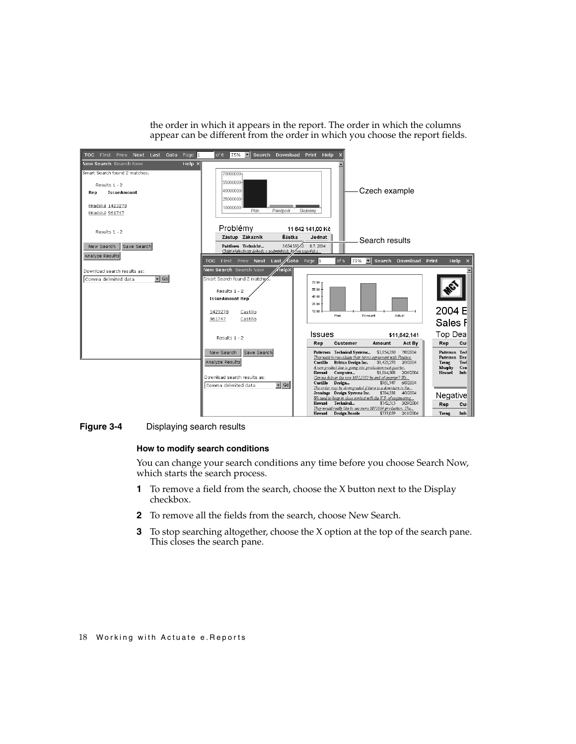the order in which it appears in the report. The order in which the columns appear can be different from the order in which you choose the report fields.

**Figure 3-4** Displaying search results

#### How to modify search conditions

You can change your search conditions any time before you choose Search Now, which starts the search process.

1. To remove a field from the search, choose the X button next to the Display checkbox.
2. To remove all the fields from the search, choose New Search.
3. To stop searching altogether, choose the X option at the top of the search pane. This closes the search pane.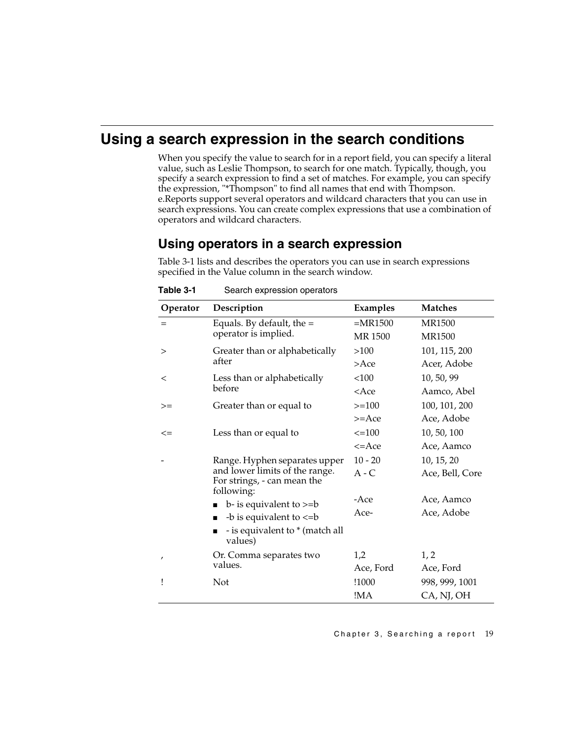# Using a search expression in the search conditions

When you specify the value to search for in a report field, you can specify a literal value, such as Leslie Thompson, to search for one match. Typically, though, you specify a search expression to find a set of matches. For example, you can specify the expression, "*Thompson" to find all names that end with Thompson. e.Reports support several operators and wildcard characters that you can use in search expressions. You can create complex expressions that use a combination of operators and wildcard characters.

## Using operators in a search expression

Table 3-1 lists and describes the operators you can use in search expressions specified in the Value column in the search window.

**Table 3-1** Search expression operators

| Operator | Description | Examples | Matches |
|---|---|---|---|
| = | Equals. By default, the = operator is implied. | =MR1500<br>MR 1500 | MR1500<br>MR1500 |
| > | Greater than or alphabetically after | >100<br>>Ace | 101, 115, 200<br>Acer, Adobe |
| < | Less than or alphabetically before | <100<br><Ace | 10, 50, 99<br>Aamco, Abel |
| >= | Greater than or equal to | >=100<br>>=Ace | 100, 101, 200<br>Ace, Adobe |
| <= | Less than or equal to | <=100<br><=Ace | 10, 50, 100<br>Ace, Aamco |
| - | Range. Hyphen separates upper and lower limits of the range. For strings, - can mean the following:<br>■ b- is equivalent to >=b<br>■ -b is equivalent to <=b<br>■ - is equivalent to * (match all values) | 10 - 20<br>A - C<br><br>-Ace<br>Ace- | 10, 15, 20<br>Ace, Bell, Core<br><br>Ace, Aamco<br>Ace, Adobe |
| , | Or. Comma separates two values. | 1,2<br>Ace, Ford | 1, 2<br>Ace, Ford |
| ! | Not | !1000<br>!MA | 998, 999, 1001<br>CA, NJ, OH |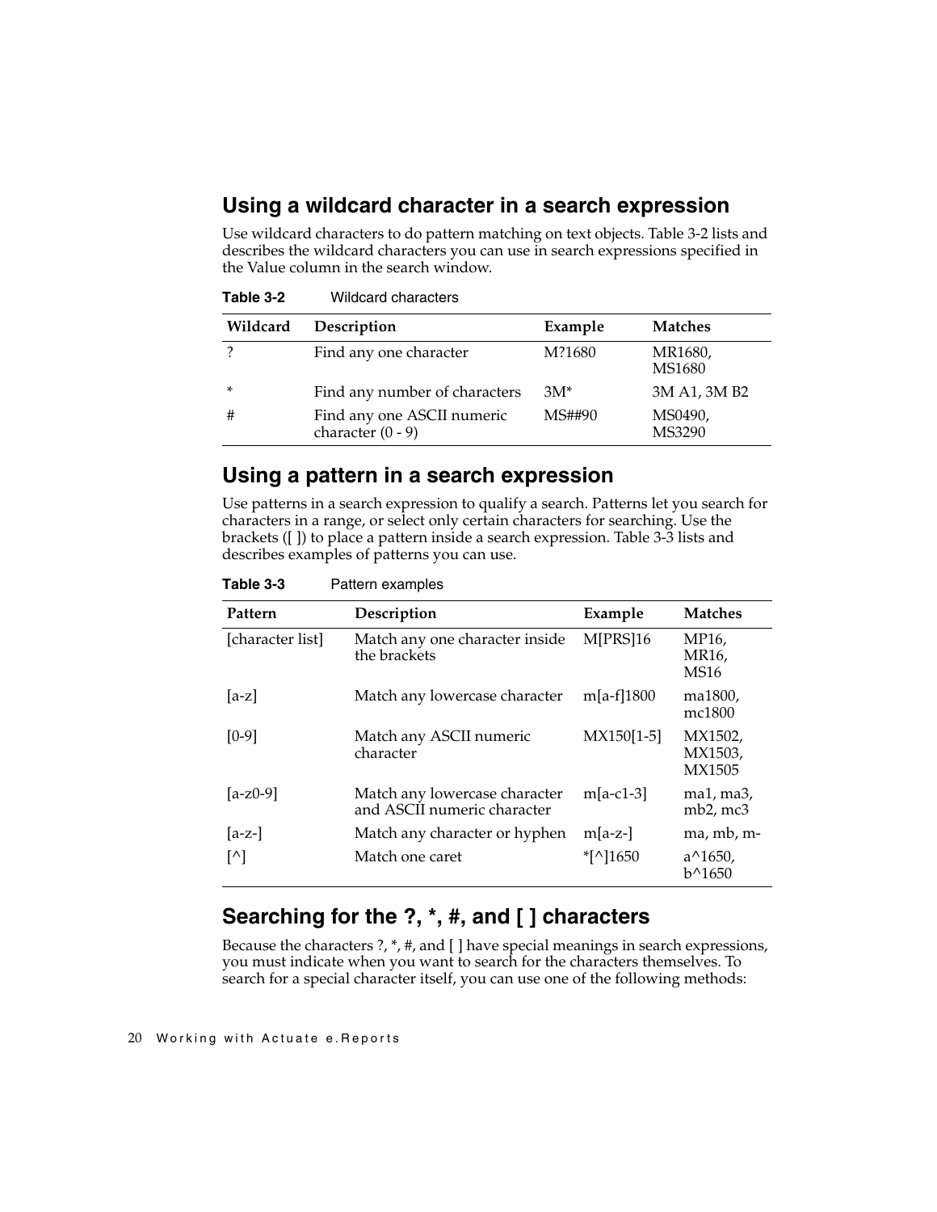## Using a wildcard character in a search expression

Use wildcard characters to do pattern matching on text objects. Table 3-2 lists and describes the wildcard characters you can use in search expressions specified in the Value column in the search window.

**Table 3-2** Wildcard characters

| Wildcard | Description | Example | Matches |
|---|---|---|---|
| ? | Find any one character | M?1680 | MR1680, MS1680 |
| * | Find any number of characters | 3M* | 3M A1, 3M B2 |
| # | Find any one ASCII numeric character (0 - 9) | MS##90 | MS0490, MS3290 |

## Using a pattern in a search expression

Use patterns in a search expression to qualify a search. Patterns let you search for characters in a range, or select only certain characters for searching. Use the brackets ([ ]) to place a pattern inside a search expression. Table 3-3 lists and describes examples of patterns you can use.

**Table 3-3** Pattern examples

| Pattern | Description | Example | Matches |
|---|---|---|---|
| [character list] | Match any one character inside the brackets | M[PRS]16 | MP16, MR16, MS16 |
| [a-z] | Match any lowercase character | m[a-f]1800 | ma1800, mc1800 |
| [0-9] | Match any ASCII numeric character | MX150[1-5] | MX1502, MX1503, MX1505 |
| [a-z0-9] | Match any lowercase character and ASCII numeric character | m[a-c1-3] | ma1, ma3, mb2, mc3 |
| [a-z-] | Match any character or hyphen | m[a-z-] | ma, mb, m- |
| [^] | Match one caret | *[^]1650 | a^1650, b^1650 |

## Searching for the ?, *, #, and [ ] characters

Because the characters ?, *, #, and [ ] have special meanings in search expressions, you must indicate when you want to search for the characters themselves. To search for a special character itself, you can use one of the following methods: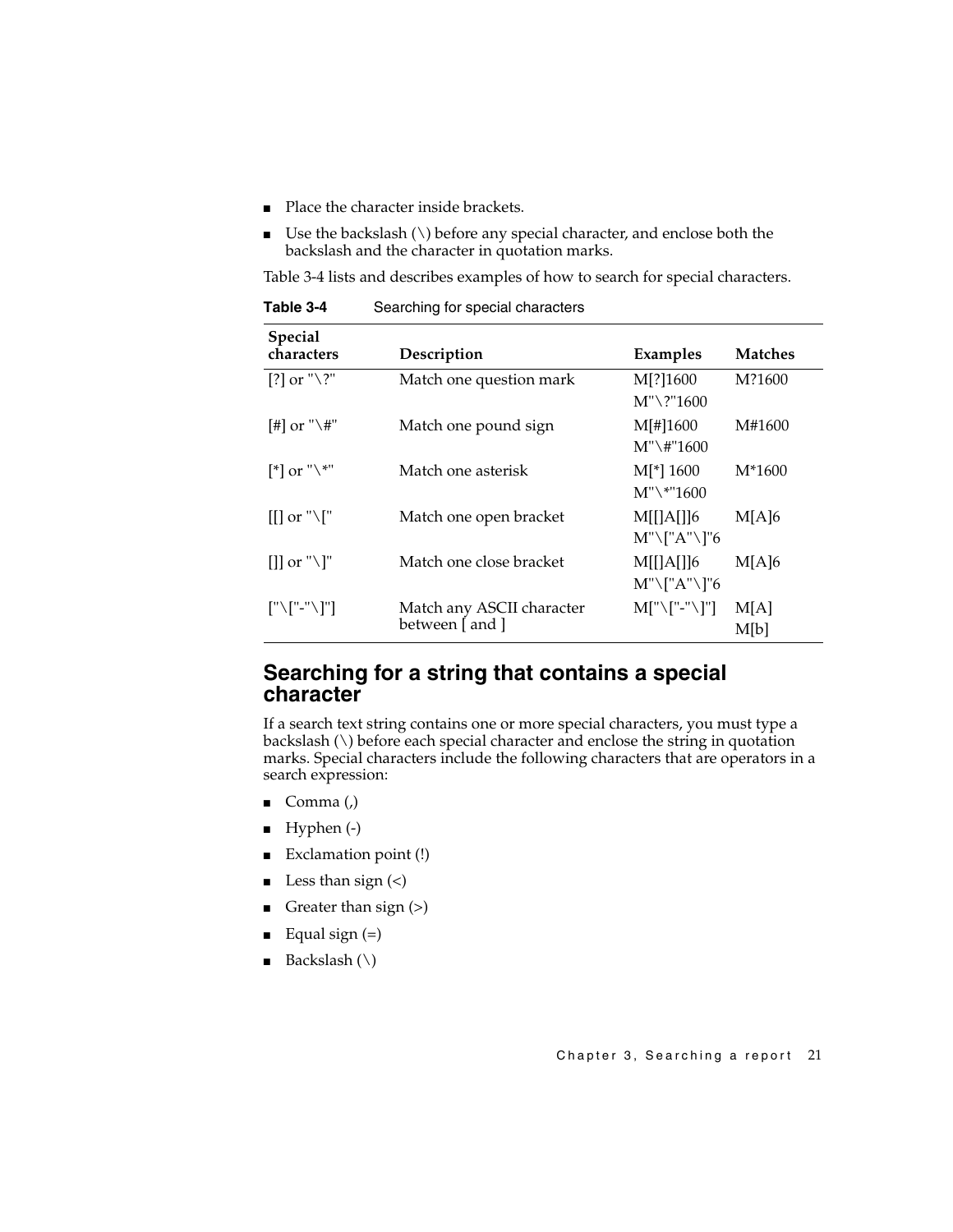- Place the character inside brackets.
- Use the backslash (\) before any special character, and enclose both the backslash and the character in quotation marks.

Table 3-4 lists and describes examples of how to search for special characters.

**Table 3-4** Searching for special characters

| Special characters | Description | Examples | Matches |
|---|---|---|---|
| [?] or "\?" | Match one question mark | M[?]1600<br>M"\?"1600 | M?1600 |
| [#] or "\#" | Match one pound sign | M[#]1600<br>M"\#"1600 | M#1600 |
| [*] or "\*" | Match one asterisk | M[*] 1600<br>M"\*"1600 | M*1600 |
| [[] or "\[" | Match one open bracket | M[[]A[]]6<br>M"\["A"\]"6 | M[A]6 |
| []] or "\]" | Match one close bracket | M[[]A[]]6<br>M"\["A"\]"6 | M[A]6 |
| ["\["-"\]"] | Match any ASCII character between [ and ] | M["\["-"\]"] | M[A]<br>M[b] |

## Searching for a string that contains a special character

If a search text string contains one or more special characters, you must type a backslash (\) before each special character and enclose the string in quotation marks. Special characters include the following characters that are operators in a search expression:

- Comma (,)
- Hyphen (-)
- Exclamation point (!)
- Less than sign (<)
- Greater than sign (>)
- Equal sign (=)
- Backslash (\)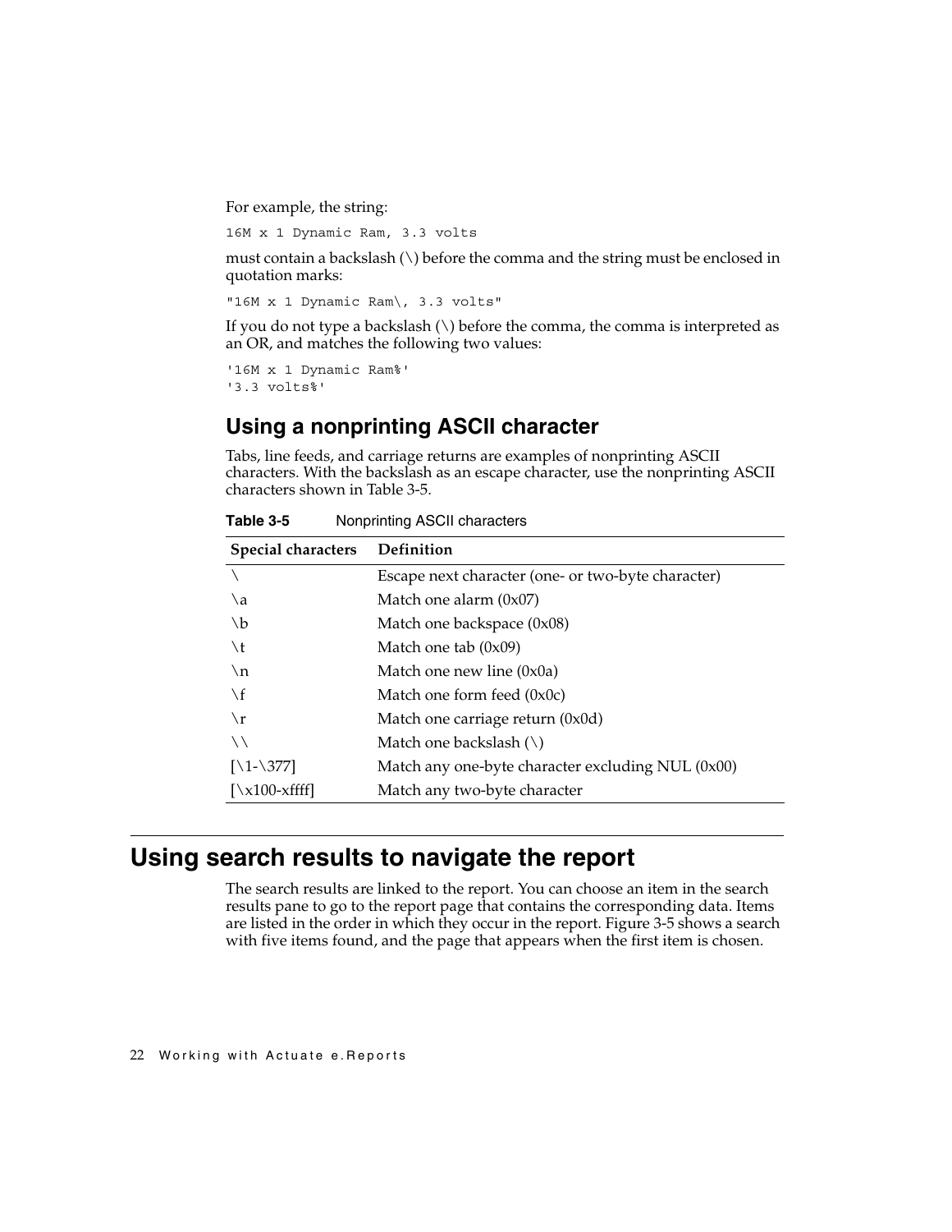For example, the string:

```
16M x 1 Dynamic Ram, 3.3 volts
```

must contain a backslash (\) before the comma and the string must be enclosed in quotation marks:

```
"16M x 1 Dynamic Ram\, 3.3 volts"
```

If you do not type a backslash (\) before the comma, the comma is interpreted as an OR, and matches the following two values:

```
'16M x 1 Dynamic Ram%'
'3.3 volts%'
```

## Using a nonprinting ASCII character

Tabs, line feeds, and carriage returns are examples of nonprinting ASCII characters. With the backslash as an escape character, use the nonprinting ASCII characters shown in Table 3-5.

**Table 3-5** Nonprinting ASCII characters

| Special characters | Definition |
|---|---|
| \ | Escape next character (one- or two-byte character) |
| \a | Match one alarm (0x07) |
| \b | Match one backspace (0x08) |
| \t | Match one tab (0x09) |
| \n | Match one new line (0x0a) |
| \f | Match one form feed (0x0c) |
| \r | Match one carriage return (0x0d) |
| \\ | Match one backslash (\) |
| [\1-\377] | Match any one-byte character excluding NUL (0x00) |
| [\x100-xffff] | Match any two-byte character |

# Using search results to navigate the report

The search results are linked to the report. You can choose an item in the search results pane to go to the report page that contains the corresponding data. Items are listed in the order in which they occur in the report. Figure 3-5 shows a search with five items found, and the page that appears when the first item is chosen.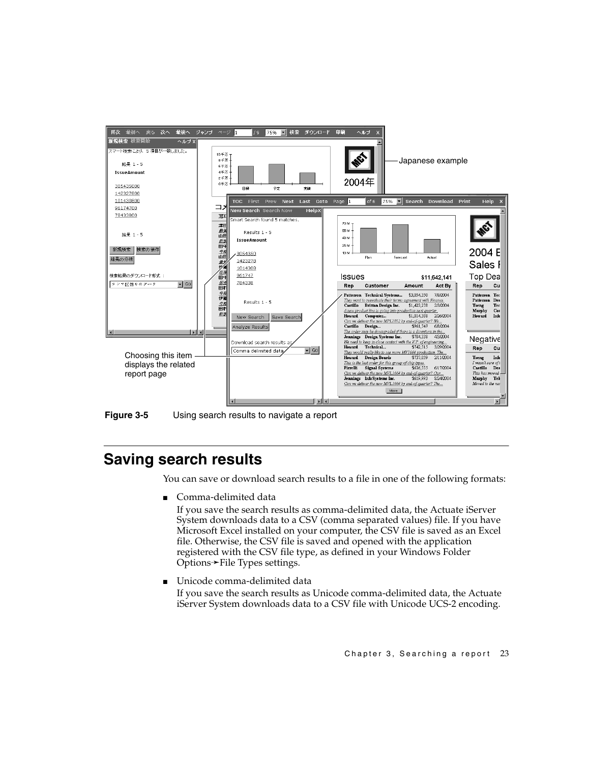**Figure 3-5** Using search results to navigate a report

## Saving search results

You can save or download search results to a file in one of the following formats:

- Comma-delimited data

  If you save the search results as comma-delimited data, the Actuate iServer System downloads data to a CSV (comma separated values) file. If you have Microsoft Excel installed on your computer, the CSV file is saved as an Excel file. Otherwise, the CSV file is saved and opened with the application registered with the CSV file type, as defined in your Windows Folder Options➛File Types settings.

- Unicode comma-delimited data

  If you save the search results as Unicode comma-delimited data, the Actuate iServer System downloads data to a CSV file with Unicode UCS-2 encoding.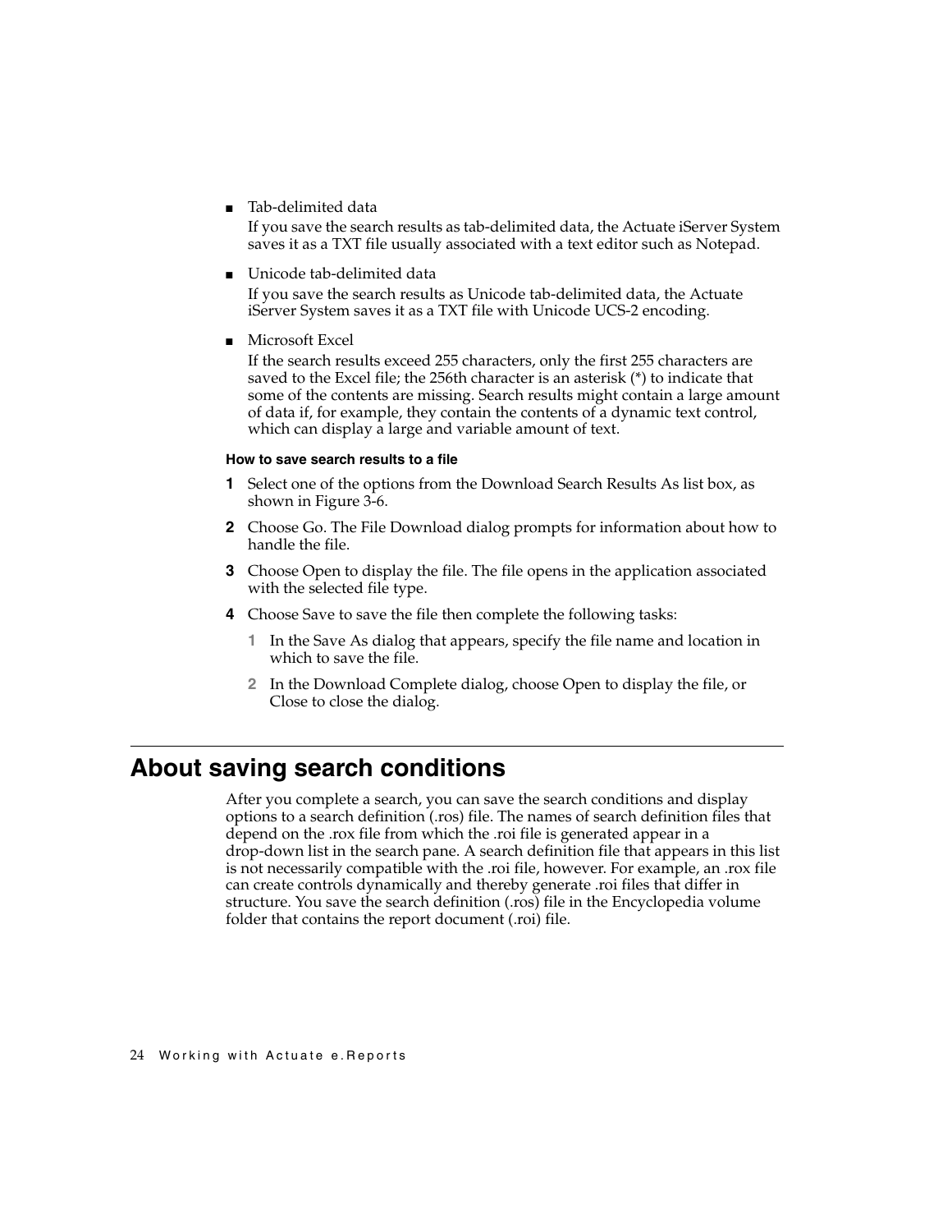- Tab-delimited data

  If you save the search results as tab-delimited data, the Actuate iServer System saves it as a TXT file usually associated with a text editor such as Notepad.

- Unicode tab-delimited data

  If you save the search results as Unicode tab-delimited data, the Actuate iServer System saves it as a TXT file with Unicode UCS-2 encoding.

- Microsoft Excel

  If the search results exceed 255 characters, only the first 255 characters are saved to the Excel file; the 256th character is an asterisk (*) to indicate that some of the contents are missing. Search results might contain a large amount of data if, for example, they contain the contents of a dynamic text control, which can display a large and variable amount of text.

**How to save search results to a file**

1. Select one of the options from the Download Search Results As list box, as shown in Figure 3-6.
2. Choose Go. The File Download dialog prompts for information about how to handle the file.
3. Choose Open to display the file. The file opens in the application associated with the selected file type.
4. Choose Save to save the file then complete the following tasks:
   1. In the Save As dialog that appears, specify the file name and location in which to save the file.
   2. In the Download Complete dialog, choose Open to display the file, or Close to close the dialog.

## About saving search conditions

After you complete a search, you can save the search conditions and display options to a search definition (.ros) file. The names of search definition files that depend on the .rox file from which the .roi file is generated appear in a drop-down list in the search pane. A search definition file that appears in this list is not necessarily compatible with the .roi file, however. For example, an .rox file can create controls dynamically and thereby generate .roi files that differ in structure. You save the search definition (.ros) file in the Encyclopedia volume folder that contains the report document (.roi) file.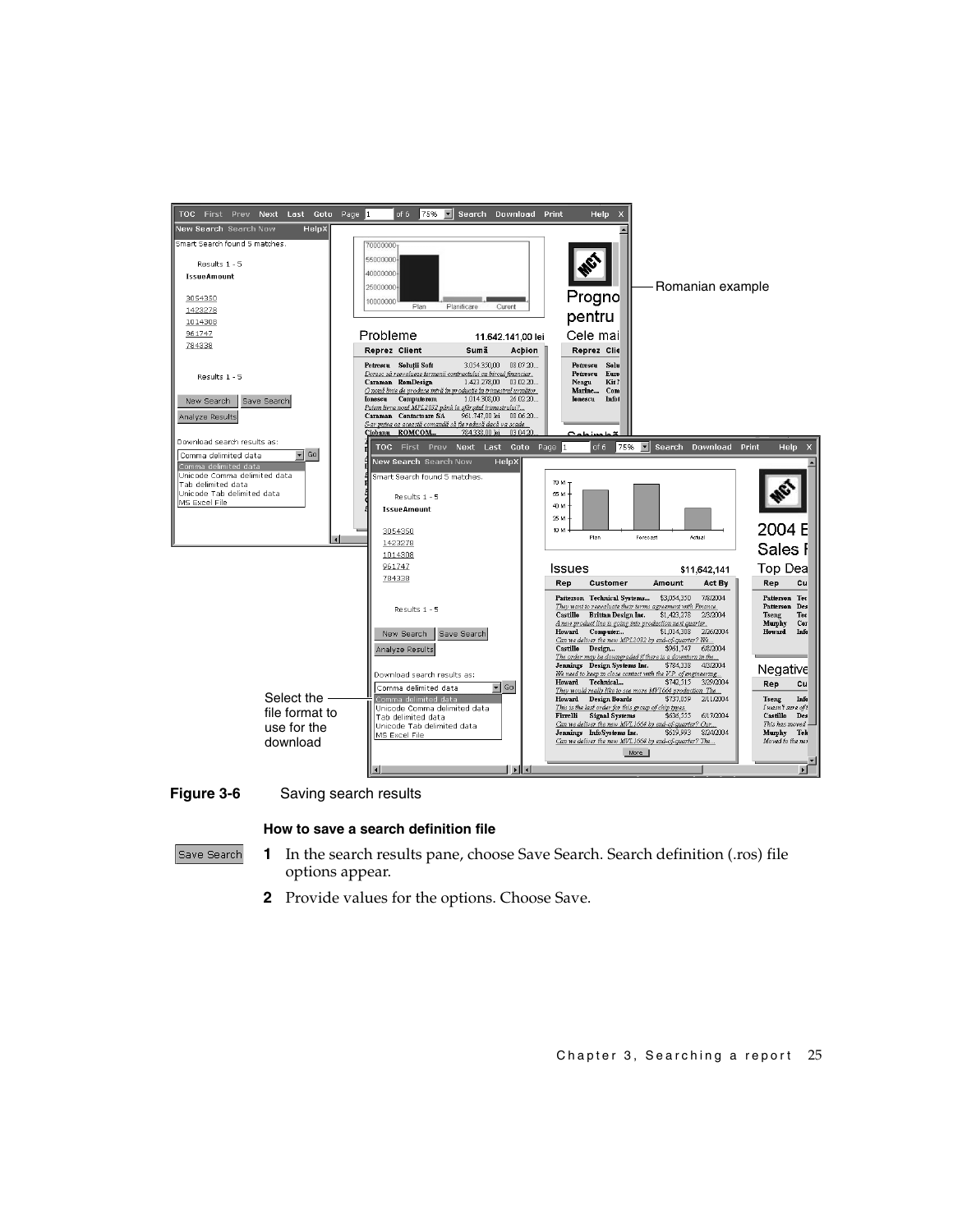Figure 3-6 Saving search results

### How to save a search definition file

1. In the search results pane, choose Save Search. Search definition (.ros) file options appear.
2. Provide values for the options. Choose Save.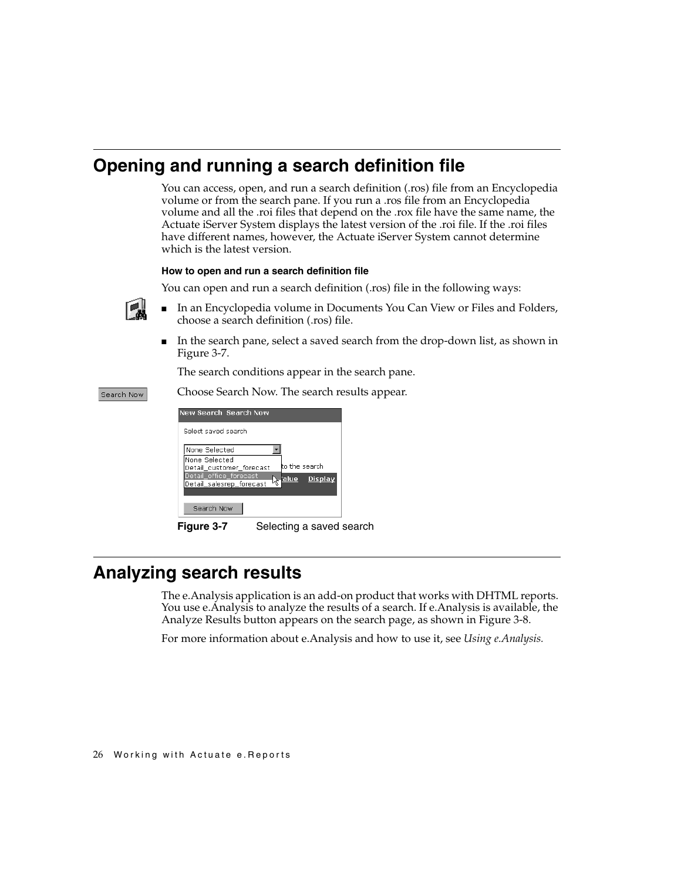## Opening and running a search definition file

You can access, open, and run a search definition (.ros) file from an Encyclopedia volume or from the search pane. If you run a .ros file from an Encyclopedia volume and all the .roi files that depend on the .rox file have the same name, the Actuate iServer System displays the latest version of the .roi file. If the .roi files have different names, however, the Actuate iServer System cannot determine which is the latest version.

#### How to open and run a search definition file

You can open and run a search definition (.ros) file in the following ways:

- In an Encyclopedia volume in Documents You Can View or Files and Folders, choose a search definition (.ros) file.
- In the search pane, select a saved search from the drop-down list, as shown in Figure 3-7.

  The search conditions appear in the search pane.

  Choose Search Now. The search results appear.

**Figure 3-7** Selecting a saved search

## Analyzing search results

The e.Analysis application is an add-on product that works with DHTML reports. You use e.Analysis to analyze the results of a search. If e.Analysis is available, the Analyze Results button appears on the search page, as shown in Figure 3-8.

For more information about e.Analysis and how to use it, see *Using e.Analysis.*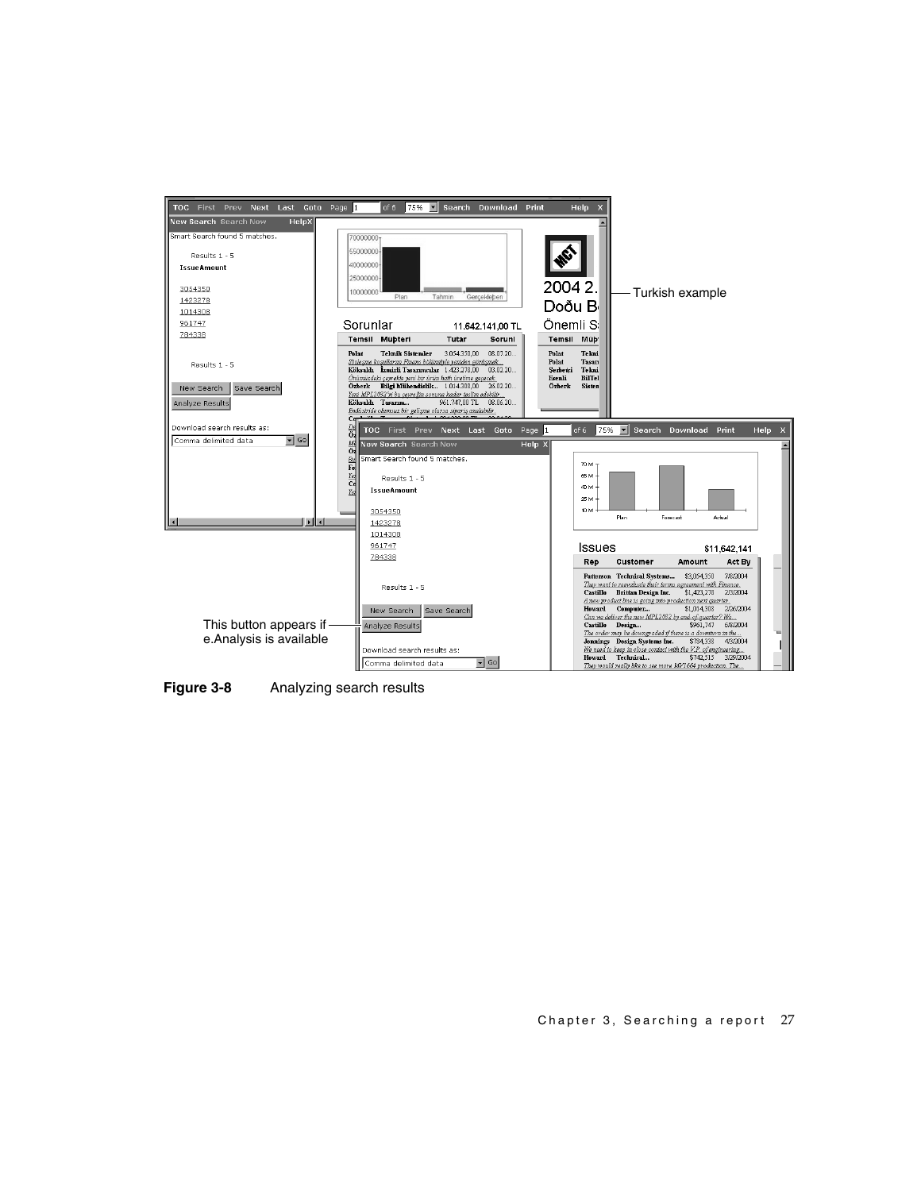Turkish example

This button appears if e.Analysis is available

**Figure 3-8** Analyzing search results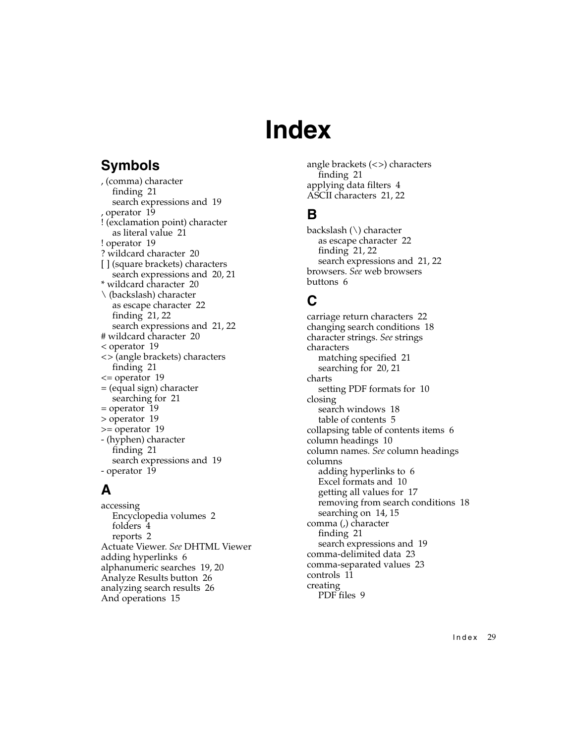# Index

## Symbols

, (comma) character
  finding 21
  search expressions and 19
, operator 19
! (exclamation point) character
  as literal value 21
! operator 19
? wildcard character 20
[ ] (square brackets) characters
  search expressions and 20, 21
* wildcard character 20
\ (backslash) character
  as escape character 22
  finding 21, 22
  search expressions and 21, 22
# wildcard character 20
< operator 19
<> (angle brackets) characters
  finding 21
<= operator 19
= (equal sign) character
  searching for 21
= operator 19
> operator 19
>= operator 19
- (hyphen) character
  finding 21
  search expressions and 19
- operator 19

## A

accessing
  Encyclopedia volumes 2
  folders 4
  reports 2
Actuate Viewer. *See* DHTML Viewer
adding hyperlinks 6
alphanumeric searches 19, 20
Analyze Results button 26
analyzing search results 26
And operations 15
angle brackets (<>) characters
  finding 21
applying data filters 4
ASCII characters 21, 22

## B

backslash (\) character
  as escape character 22
  finding 21, 22
  search expressions and 21, 22
browsers. *See* web browsers
buttons 6

## C

carriage return characters 22
changing search conditions 18
character strings. *See* strings
characters
  matching specified 21
  searching for 20, 21
charts
  setting PDF formats for 10
closing
  search windows 18
  table of contents 5
collapsing table of contents items 6
column headings 10
column names. *See* column headings
columns
  adding hyperlinks to 6
  Excel formats and 10
  getting all values for 17
  removing from search conditions 18
  searching on 14, 15
comma (,) character
  finding 21
  search expressions and 19
comma-delimited data 23
comma-separated values 23
controls 11
creating
  PDF files 9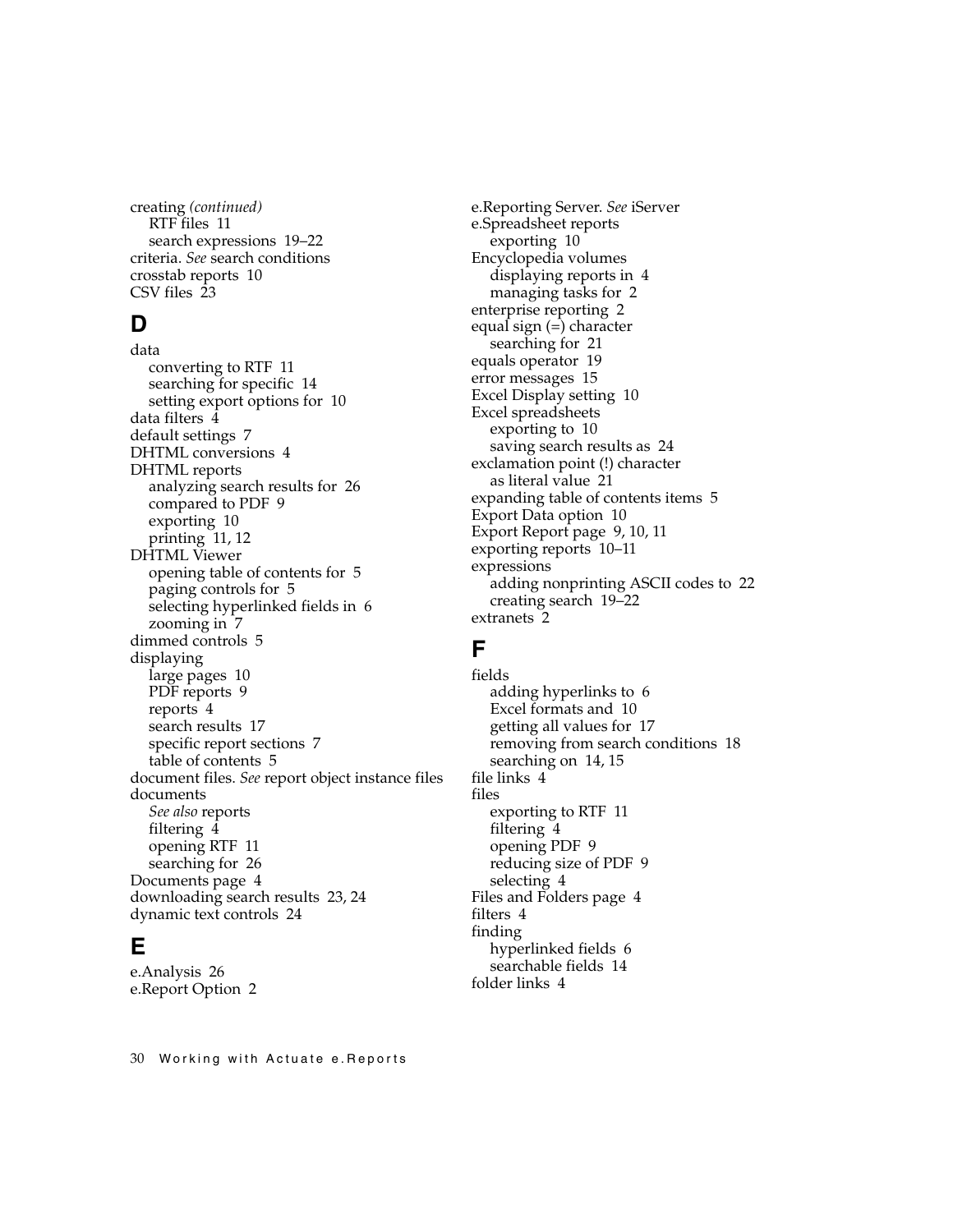creating *(continued)*
  RTF files 11
  search expressions 19–22
criteria. *See* search conditions
crosstab reports 10
CSV files 23

## D

data
  converting to RTF 11
  searching for specific 14
  setting export options for 10
data filters 4
default settings 7
DHTML conversions 4
DHTML reports
  analyzing search results for 26
  compared to PDF 9
  exporting 10
  printing 11, 12
DHTML Viewer
  opening table of contents for 5
  paging controls for 5
  selecting hyperlinked fields in 6
  zooming in 7
dimmed controls 5
displaying
  large pages 10
  PDF reports 9
  reports 4
  search results 17
  specific report sections 7
  table of contents 5
document files. *See* report object instance files
documents
  *See also* reports
  filtering 4
  opening RTF 11
  searching for 26
Documents page 4
downloading search results 23, 24
dynamic text controls 24

## E

e.Analysis 26
e.Report Option 2
e.Reporting Server. *See* iServer
e.Spreadsheet reports
  exporting 10
Encyclopedia volumes
  displaying reports in 4
  managing tasks for 2
enterprise reporting 2
equal sign (=) character
  searching for 21
equals operator 19
error messages 15
Excel Display setting 10
Excel spreadsheets
  exporting to 10
  saving search results as 24
exclamation point (!) character
  as literal value 21
expanding table of contents items 5
Export Data option 10
Export Report page 9, 10, 11
exporting reports 10–11
expressions
  adding nonprinting ASCII codes to 22
  creating search 19–22
extranets 2

## F

fields
  adding hyperlinks to 6
  Excel formats and 10
  getting all values for 17
  removing from search conditions 18
  searching on 14, 15
file links 4
files
  exporting to RTF 11
  filtering 4
  opening PDF 9
  reducing size of PDF 9
  selecting 4
Files and Folders page 4
filters 4
finding
  hyperlinked fields 6
  searchable fields 14
folder links 4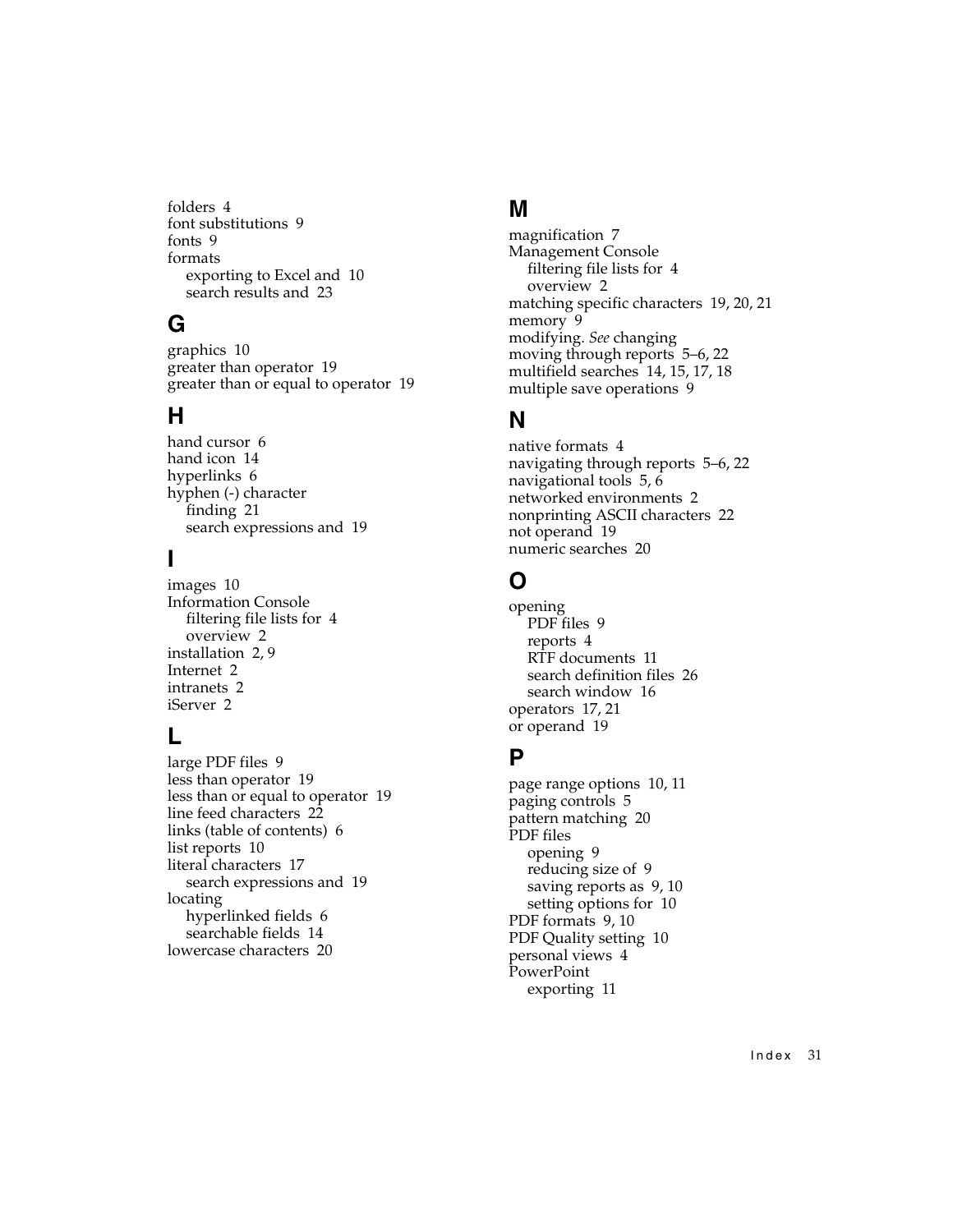folders 4
font substitutions 9
fonts 9
formats
  exporting to Excel and 10
  search results and 23

## G

graphics 10
greater than operator 19
greater than or equal to operator 19

## H

hand cursor 6
hand icon 14
hyperlinks 6
hyphen (-) character
  finding 21
  search expressions and 19

## I

images 10
Information Console
  filtering file lists for 4
  overview 2
installation 2, 9
Internet 2
intranets 2
iServer 2

## L

large PDF files 9
less than operator 19
less than or equal to operator 19
line feed characters 22
links (table of contents) 6
list reports 10
literal characters 17
  search expressions and 19
locating
  hyperlinked fields 6
  searchable fields 14
lowercase characters 20

## M

magnification 7
Management Console
  filtering file lists for 4
  overview 2
matching specific characters 19, 20, 21
memory 9
modifying. *See* changing
moving through reports 5–6, 22
multifield searches 14, 15, 17, 18
multiple save operations 9

## N

native formats 4
navigating through reports 5–6, 22
navigational tools 5, 6
networked environments 2
nonprinting ASCII characters 22
not operand 19
numeric searches 20

## O

opening
  PDF files 9
  reports 4
  RTF documents 11
  search definition files 26
  search window 16
operators 17, 21
or operand 19

## P

page range options 10, 11
paging controls 5
pattern matching 20
PDF files
  opening 9
  reducing size of 9
  saving reports as 9, 10
  setting options for 10
PDF formats 9, 10
PDF Quality setting 10
personal views 4
PowerPoint
  exporting 11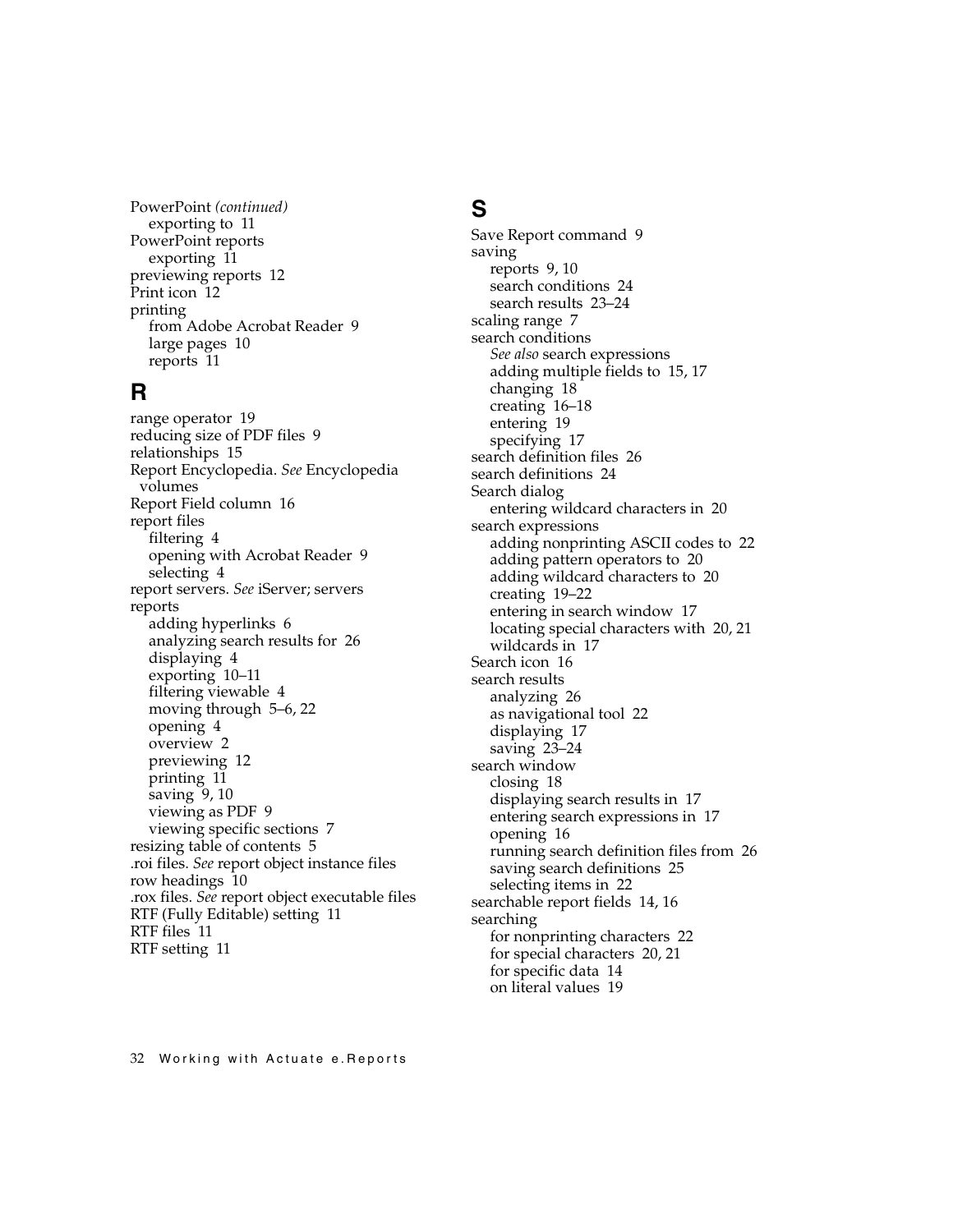PowerPoint *(continued)*
- exporting to 11

PowerPoint reports
- exporting 11

previewing reports 12
Print icon 12
printing
- from Adobe Acrobat Reader 9
- large pages 10
- reports 11

## R

range operator 19
reducing size of PDF files 9
relationships 15
Report Encyclopedia. *See* Encyclopedia volumes
Report Field column 16
report files
- filtering 4
- opening with Acrobat Reader 9
- selecting 4

report servers. *See* iServer; servers
reports
- adding hyperlinks 6
- analyzing search results for 26
- displaying 4
- exporting 10–11
- filtering viewable 4
- moving through 5–6, 22
- opening 4
- overview 2
- previewing 12
- printing 11
- saving 9, 10
- viewing as PDF 9
- viewing specific sections 7

resizing table of contents 5
.roi files. *See* report object instance files
row headings 10
.rox files. *See* report object executable files
RTF (Fully Editable) setting 11
RTF files 11
RTF setting 11

## S

Save Report command 9
saving
- reports 9, 10
- search conditions 24
- search results 23–24

scaling range 7
search conditions
- *See also* search expressions
- adding multiple fields to 15, 17
- changing 18
- creating 16–18
- entering 19
- specifying 17

search definition files 26
search definitions 24
Search dialog
- entering wildcard characters in 20

search expressions
- adding nonprinting ASCII codes to 22
- adding pattern operators to 20
- adding wildcard characters to 20
- creating 19–22
- entering in search window 17
- locating special characters with 20, 21
- wildcards in 17

Search icon 16
search results
- analyzing 26
- as navigational tool 22
- displaying 17
- saving 23–24

search window
- closing 18
- displaying search results in 17
- entering search expressions in 17
- opening 16
- running search definition files from 26
- saving search definitions 25
- selecting items in 22

searchable report fields 14, 16
searching
- for nonprinting characters 22
- for special characters 20, 21
- for specific data 14
- on literal values 19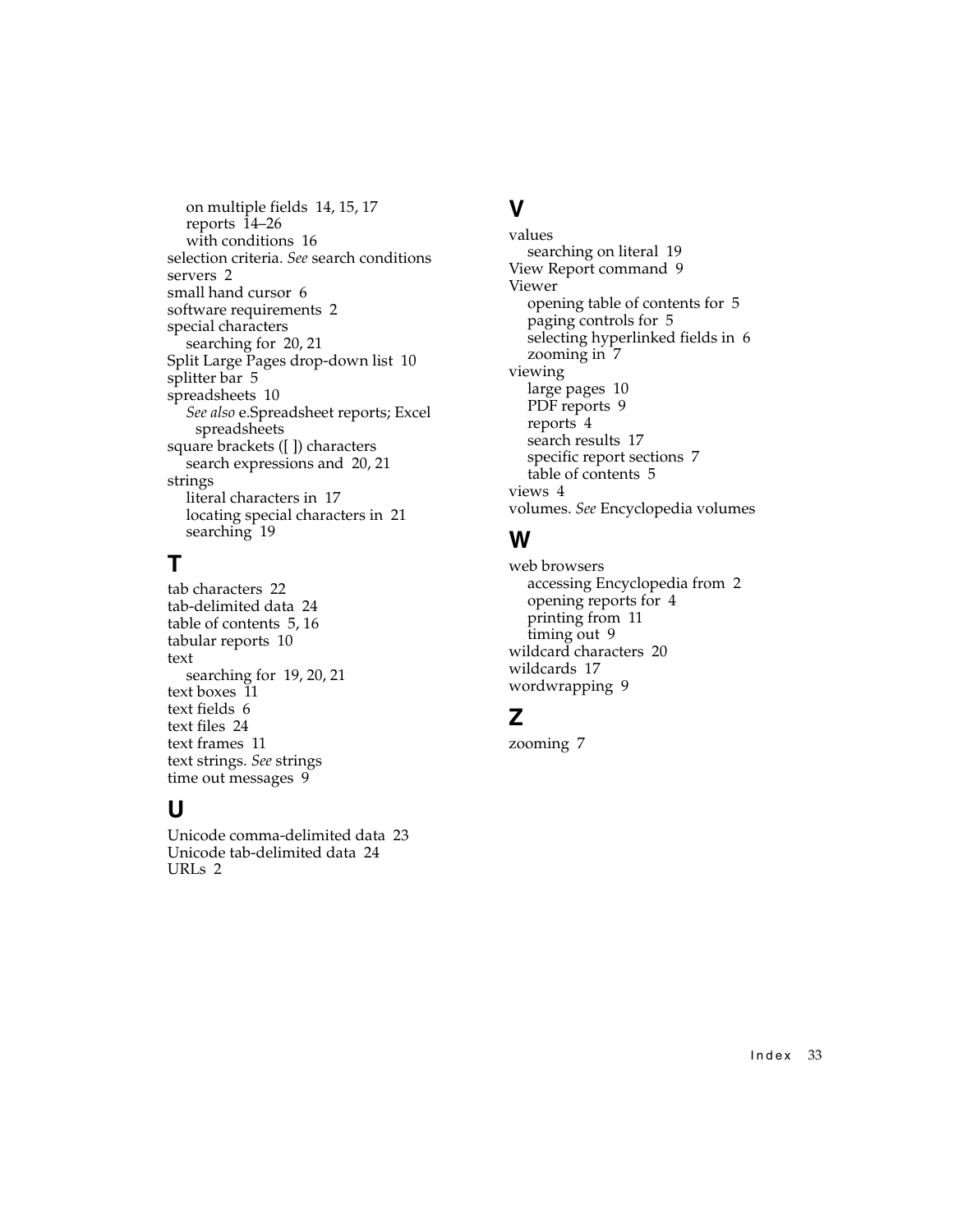on multiple fields 14, 15, 17
reports 14–26
with conditions 16
selection criteria. *See* search conditions
servers 2
small hand cursor 6
software requirements 2
special characters
searching for 20, 21
Split Large Pages drop-down list 10
splitter bar 5
spreadsheets 10
*See also* e.Spreadsheet reports; Excel spreadsheets
square brackets ([ ]) characters
search expressions and 20, 21
strings
literal characters in 17
locating special characters in 21
searching 19

## T

tab characters 22
tab-delimited data 24
table of contents 5, 16
tabular reports 10
text
searching for 19, 20, 21
text boxes 11
text fields 6
text files 24
text frames 11
text strings. *See* strings
time out messages 9

## U

Unicode comma-delimited data 23
Unicode tab-delimited data 24
URLs 2

## V

values
searching on literal 19
View Report command 9
Viewer
opening table of contents for 5
paging controls for 5
selecting hyperlinked fields in 6
zooming in 7
viewing
large pages 10
PDF reports 9
reports 4
search results 17
specific report sections 7
table of contents 5
views 4
volumes. *See* Encyclopedia volumes

## W

web browsers
accessing Encyclopedia from 2
opening reports for 4
printing from 11
timing out 9
wildcard characters 20
wildcards 17
wordwrapping 9

## Z

zooming 7